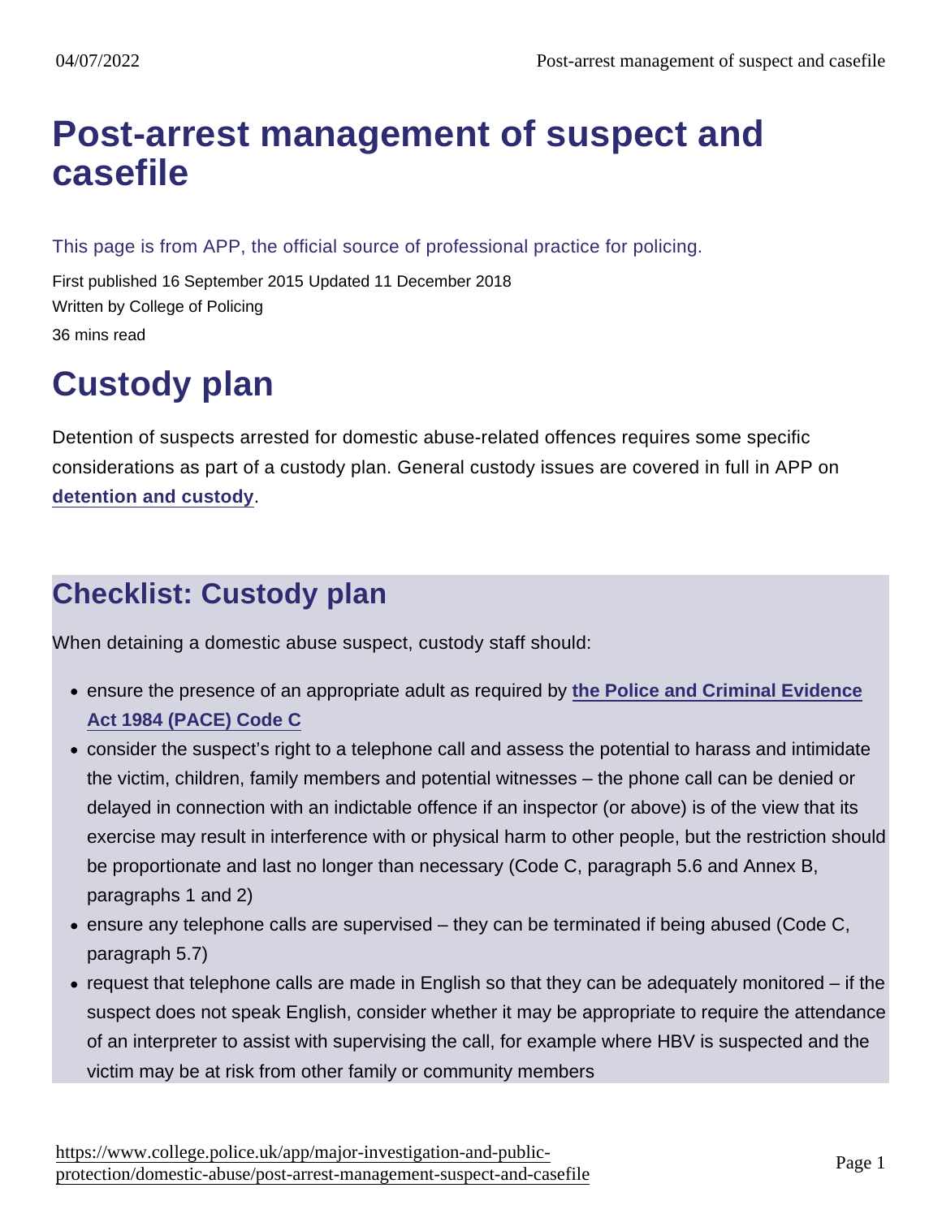# Post-arrest management of suspect and casefile

This page is from APP, the official source of professional practice for policing.

First published 16 September 2015 Updated 11 December 2018

Written by College of Policing

36 mins read

# Custody plan

Detention of suspects arrested for domestic abuse-related offences requires some specific considerations as part of a custody plan. General custody issues are covered in full in APP on detention and custody.

## Checklist: Custody plan

When detaining a domestic abuse suspect, custody staff should:

- ensure the presence of an appropriate adult as required by the Police and Criminal Evidence Act 1984 (PACE) Code C
- consider the suspect's right to a telephone call and assess the potential to harass and intimidate the victim, children, family members and potential witnesses – the phone call can be denied or delayed in connection with an indictable offence if an inspector (or above) is of the view that its exercise may result in interference with or physical harm to other people, but the restriction should be proportionate and last no longer than necessary (Code C, paragraph 5.6 and Annex B, paragraphs 1 and 2)
- ensure any telephone calls are supervised – they can be terminated if being abused (Code C, paragraph 5.7)
- request that telephone calls are made in English so that they can be adequately monitored – if the suspect does not speak English, consider whether it may be appropriate to require the attendance of an interpreter to assist with supervising the call, for example where HBV is suspected and the victim may be at risk from other family or community members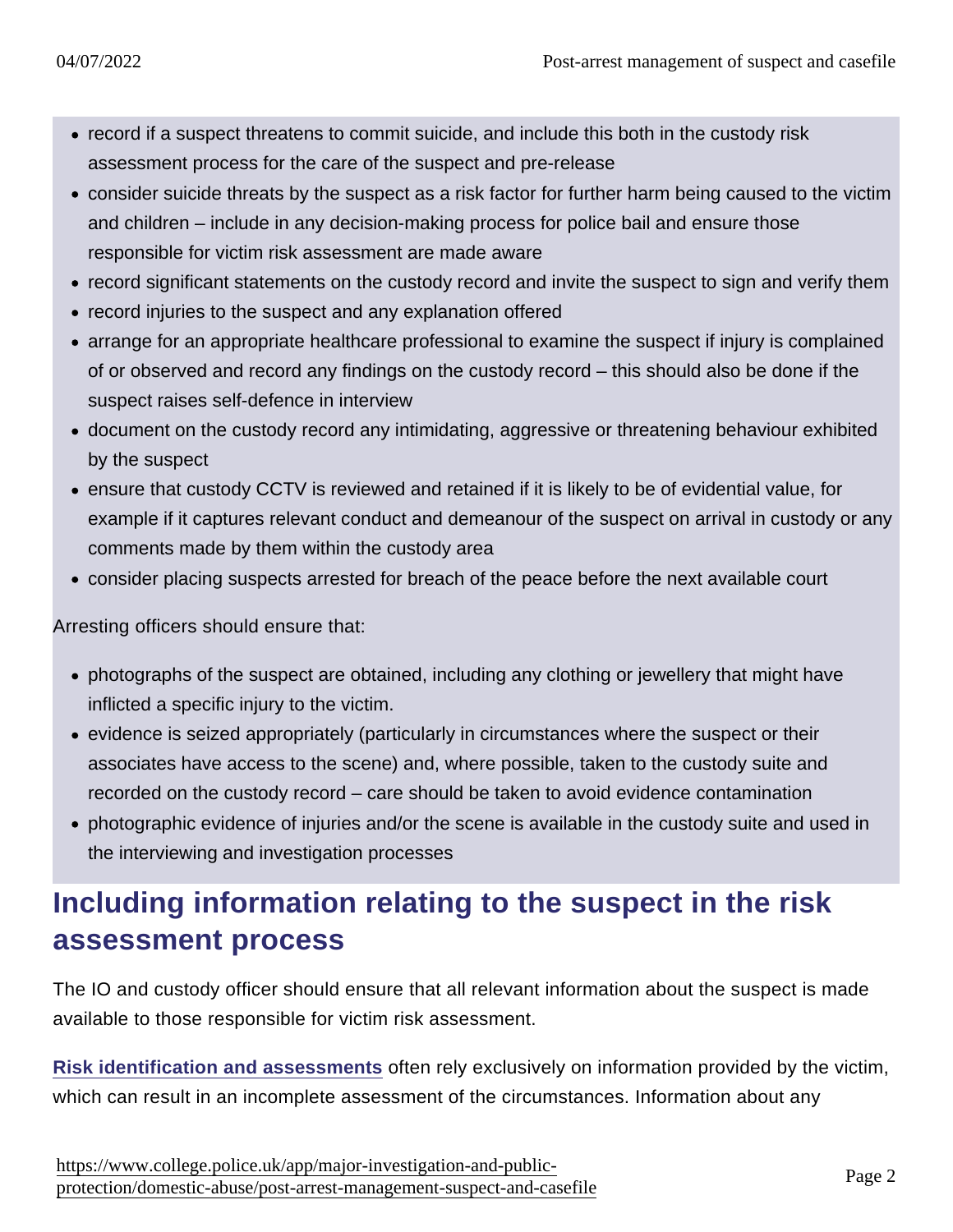- record if a suspect threatens to commit suicide, and include this both in the custody risk assessment process for the care of the suspect and pre-release
- consider suicide threats by the suspect as a risk factor for further harm being caused to the victim and children – include in any decision-making process for police bail and ensure those responsible for victim risk assessment are made aware
- record significant statements on the custody record and invite the suspect to sign and verify them
- record injuries to the suspect and any explanation offered
- arrange for an appropriate healthcare professional to examine the suspect if injury is complained of or observed and record any findings on the custody record – this should also be done if the suspect raises self-defence in interview
- document on the custody record any intimidating, aggressive or threatening behaviour exhibited by the suspect
- ensure that custody CCTV is reviewed and retained if it is likely to be of evidential value, for example if it captures relevant conduct and demeanour of the suspect on arrival in custody or any comments made by them within the custody area
- consider placing suspects arrested for breach of the peace before the next available court

Arresting officers should ensure that:

- photographs of the suspect are obtained, including any clothing or jewellery that might have inflicted a specific injury to the victim.
- evidence is seized appropriately (particularly in circumstances where the suspect or their associates have access to the scene) and, where possible, taken to the custody suite and recorded on the custody record – care should be taken to avoid evidence contamination
- photographic evidence of injuries and/or the scene is available in the custody suite and used in the interviewing and investigation processes

## Including information relating to the suspect in the risk assessment process

The IO and custody officer should ensure that all relevant information about the suspect is made available to those responsible for victim risk assessment.

[Risk identification and assessments](https://www.college.police.uk/app/major-investigation-and-public-protection/domestic-abuse/post-arrest-management-suspect-and-casefile) often rely exclusively on information provided by the victim, which can result in an incomplete assessment of the circumstances. Information about any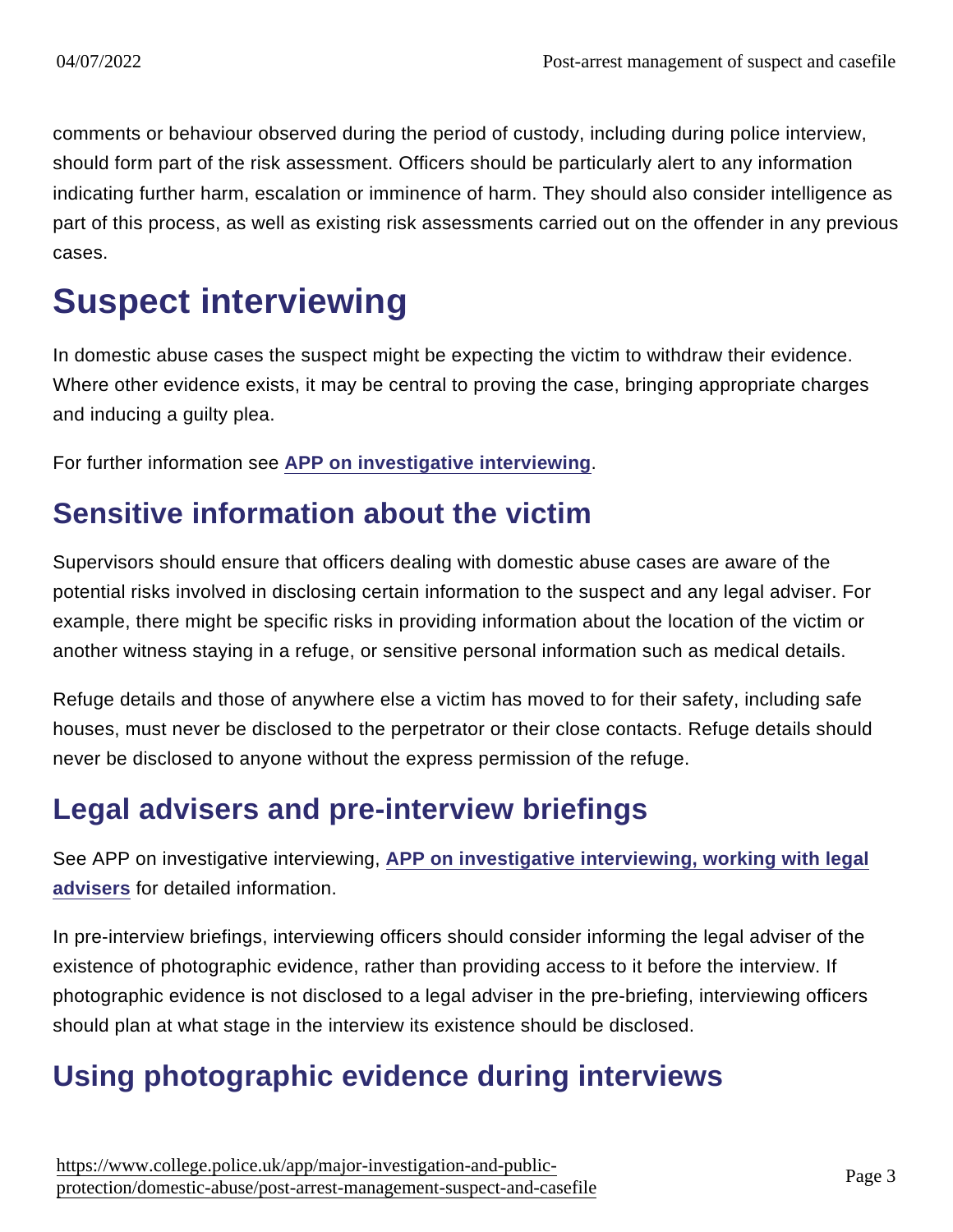comments or behaviour observed during the period of custody, including during police interview, should form part of the risk assessment. Officers should be particularly alert to any information indicating further harm, escalation or imminence of harm. They should also consider intelligence as part of this process, as well as existing risk assessments carried out on the offender in any previous cases.

# Suspect interviewing

In domestic abuse cases the suspect might be expecting the victim to withdraw their evidence. Where other evidence exists, it may be central to proving the case, bringing appropriate charges and inducing a guilty plea.

For further information see [APP on investigative interviewing](#).

## Sensitive information about the victim

Supervisors should ensure that officers dealing with domestic abuse cases are aware of the potential risks involved in disclosing certain information to the suspect and any legal adviser. For example, there might be specific risks in providing information about the location of the victim or another witness staying in a refuge, or sensitive personal information such as medical details.

Refuge details and those of anywhere else a victim has moved to for their safety, including safe houses, must never be disclosed to the perpetrator or their close contacts. Refuge details should never be disclosed to anyone without the express permission of the refuge.

## Legal advisers and pre-interview briefings

See APP on investigative interviewing, [APP on investigative interviewing, working with legal advisers](#) for detailed information.

In pre-interview briefings, interviewing officers should consider informing the legal adviser of the existence of photographic evidence, rather than providing access to it before the interview. If photographic evidence is not disclosed to a legal adviser in the pre-briefing, interviewing officers should plan at what stage in the interview its existence should be disclosed.

## Using photographic evidence during interviews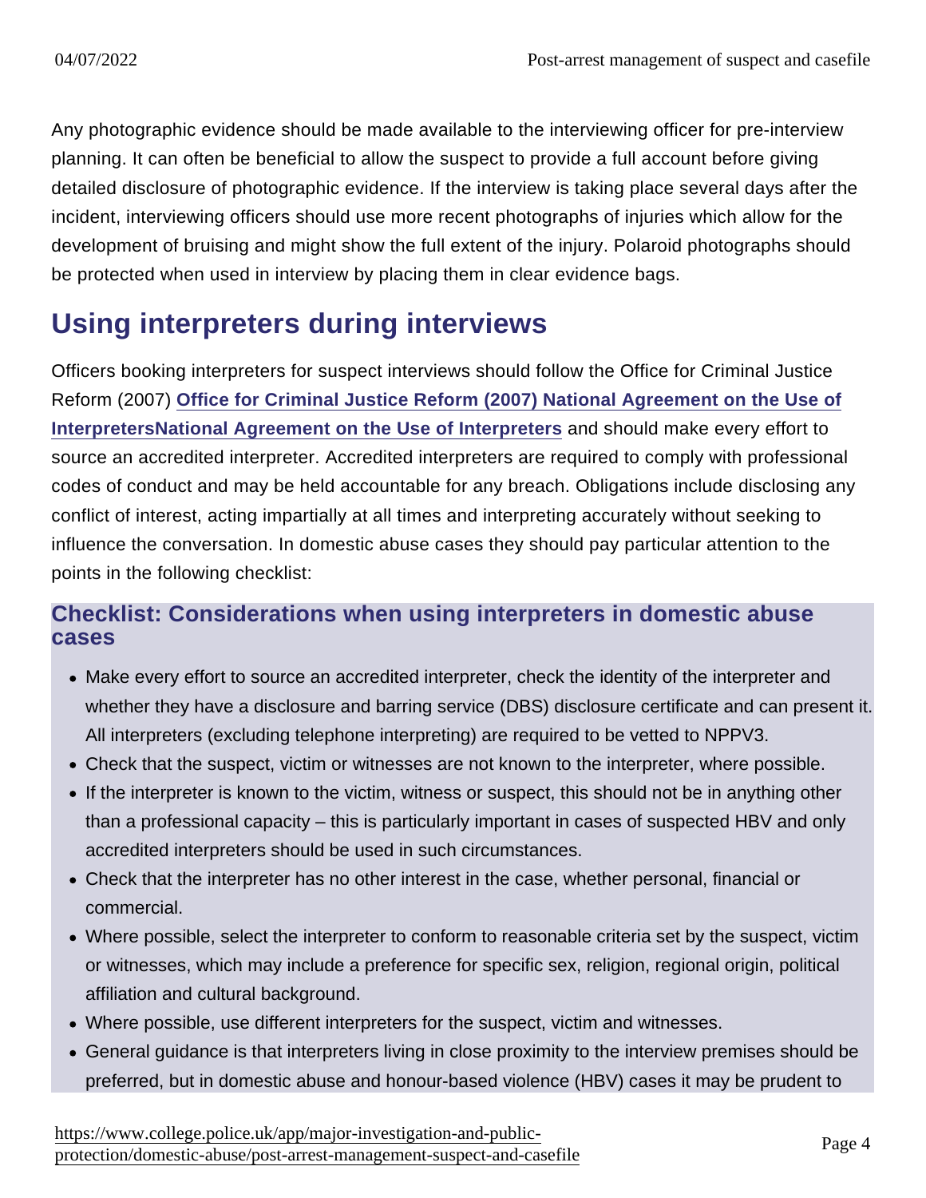Any photographic evidence should be made available to the interviewing officer for pre-interview planning. It can often be beneficial to allow the suspect to provide a full account before giving detailed disclosure of photographic evidence. If the interview is taking place several days after the incident, interviewing officers should use more recent photographs of injuries which allow for the development of bruising and might show the full extent of the injury. Polaroid photographs should be protected when used in interview by placing them in clear evidence bags.

## Using interpreters during interviews

Officers booking interpreters for suspect interviews should follow the Office for Criminal Justice Reform (2007) **Office for Criminal Justice Reform (2007) National Agreement on the Use of InterpretersNational Agreement on the Use of Interpreters** and should make every effort to source an accredited interpreter. Accredited interpreters are required to comply with professional codes of conduct and may be held accountable for any breach. Obligations include disclosing any conflict of interest, acting impartially at all times and interpreting accurately without seeking to influence the conversation. In domestic abuse cases they should pay particular attention to the points in the following checklist:

### Checklist: Considerations when using interpreters in domestic abuse cases

- Make every effort to source an accredited interpreter, check the identity of the interpreter and whether they have a disclosure and barring service (DBS) disclosure certificate and can present it. All interpreters (excluding telephone interpreting) are required to be vetted to NPPV3.
- Check that the suspect, victim or witnesses are not known to the interpreter, where possible.
- If the interpreter is known to the victim, witness or suspect, this should not be in anything other than a professional capacity – this is particularly important in cases of suspected HBV and only accredited interpreters should be used in such circumstances.
- Check that the interpreter has no other interest in the case, whether personal, financial or commercial.
- Where possible, select the interpreter to conform to reasonable criteria set by the suspect, victim or witnesses, which may include a preference for specific sex, religion, regional origin, political affiliation and cultural background.
- Where possible, use different interpreters for the suspect, victim and witnesses.
- General guidance is that interpreters living in close proximity to the interview premises should be preferred, but in domestic abuse and honour-based violence (HBV) cases it may be prudent to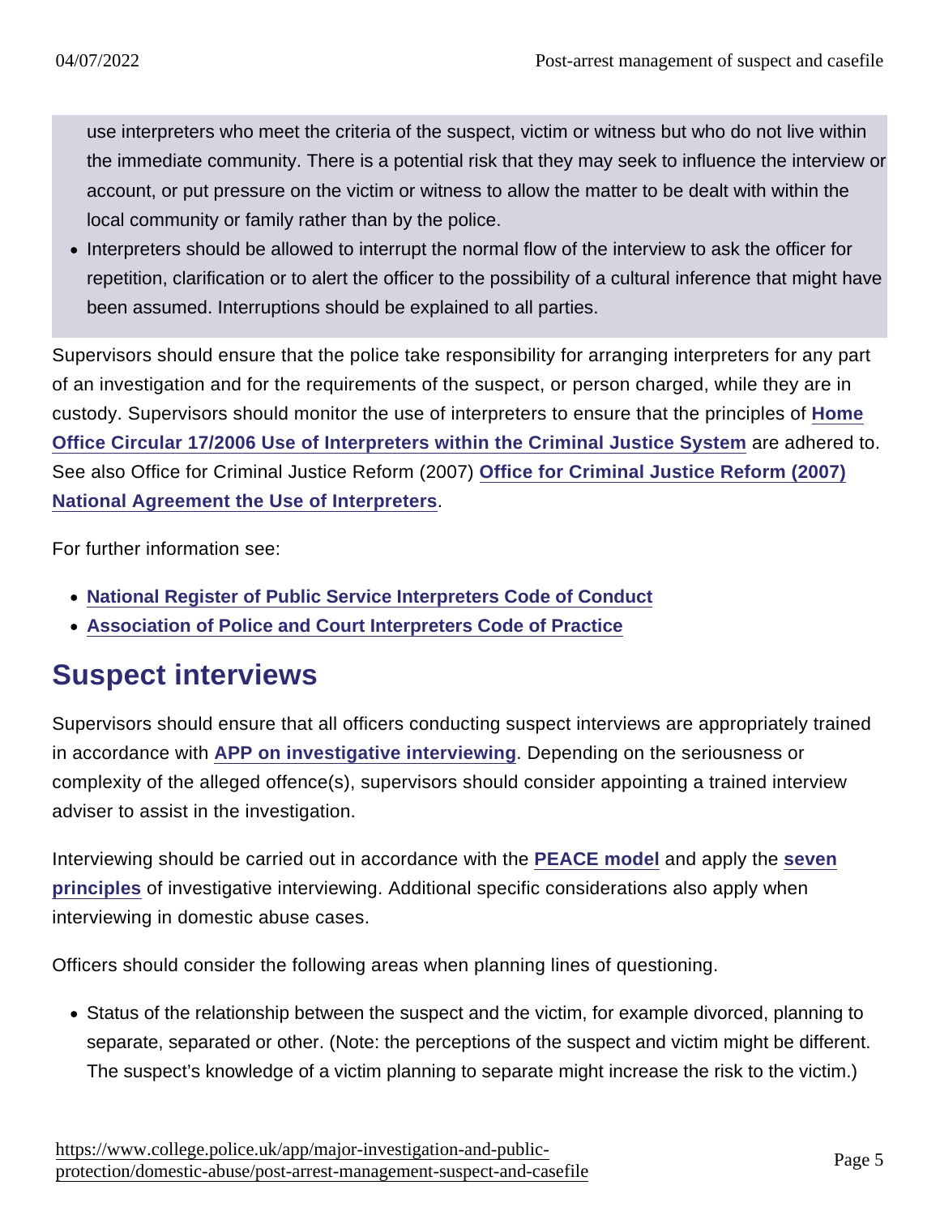use interpreters who meet the criteria of the suspect, victim or witness but who do not live within the immediate community. There is a potential risk that they may seek to influence the interview or account, or put pressure on the victim or witness to allow the matter to be dealt with within the local community or family rather than by the police.

- Interpreters should be allowed to interrupt the normal flow of the interview to ask the officer for repetition, clarification or to alert the officer to the possibility of a cultural inference that might have been assumed. Interruptions should be explained to all parties.

Supervisors should ensure that the police take responsibility for arranging interpreters for any part of an investigation and for the requirements of the suspect, or person charged, while they are in custody. Supervisors should monitor the use of interpreters to ensure that the principles of **Home Office Circular 17/2006 Use of Interpreters within the Criminal Justice System** are adhered to. See also Office for Criminal Justice Reform (2007) **Office for Criminal Justice Reform (2007) National Agreement the Use of Interpreters**.

For further information see:

- **National Register of Public Service Interpreters Code of Conduct**
- **Association of Police and Court Interpreters Code of Practice**

## Suspect interviews

Supervisors should ensure that all officers conducting suspect interviews are appropriately trained in accordance with **APP on investigative interviewing**. Depending on the seriousness or complexity of the alleged offence(s), supervisors should consider appointing a trained interview adviser to assist in the investigation.

Interviewing should be carried out in accordance with the **PEACE model** and apply the **seven principles** of investigative interviewing. Additional specific considerations also apply when interviewing in domestic abuse cases.

Officers should consider the following areas when planning lines of questioning.

- Status of the relationship between the suspect and the victim, for example divorced, planning to separate, separated or other. (Note: the perceptions of the suspect and victim might be different. The suspect's knowledge of a victim planning to separate might increase the risk to the victim.)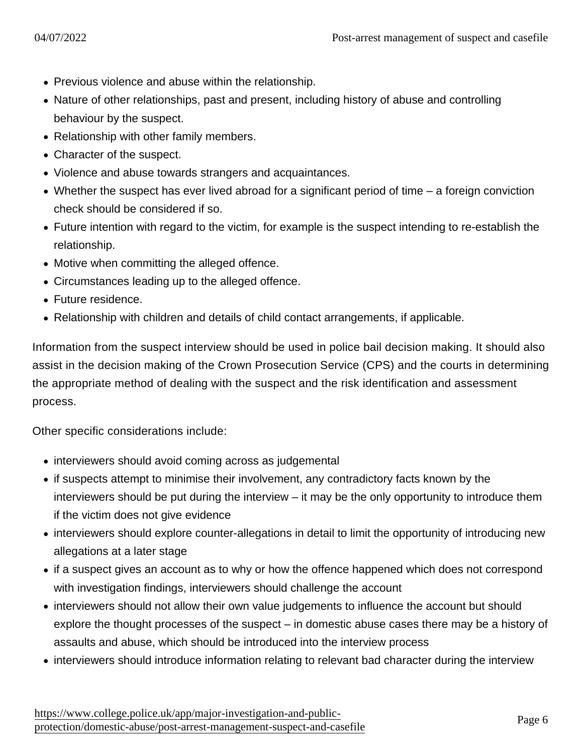- Previous violence and abuse within the relationship.
- Nature of other relationships, past and present, including history of abuse and controlling behaviour by the suspect.
- Relationship with other family members.
- Character of the suspect.
- Violence and abuse towards strangers and acquaintances.
- Whether the suspect has ever lived abroad for a significant period of time – a foreign conviction check should be considered if so.
- Future intention with regard to the victim, for example is the suspect intending to re-establish the relationship.
- Motive when committing the alleged offence.
- Circumstances leading up to the alleged offence.
- Future residence.
- Relationship with children and details of child contact arrangements, if applicable.

Information from the suspect interview should be used in police bail decision making. It should also assist in the decision making of the Crown Prosecution Service (CPS) and the courts in determining the appropriate method of dealing with the suspect and the risk identification and assessment process.

Other specific considerations include:

- interviewers should avoid coming across as judgemental
- if suspects attempt to minimise their involvement, any contradictory facts known by the interviewers should be put during the interview – it may be the only opportunity to introduce them if the victim does not give evidence
- interviewers should explore counter-allegations in detail to limit the opportunity of introducing new allegations at a later stage
- if a suspect gives an account as to why or how the offence happened which does not correspond with investigation findings, interviewers should challenge the account
- interviewers should not allow their own value judgements to influence the account but should explore the thought processes of the suspect – in domestic abuse cases there may be a history of assaults and abuse, which should be introduced into the interview process
- interviewers should introduce information relating to relevant bad character during the interview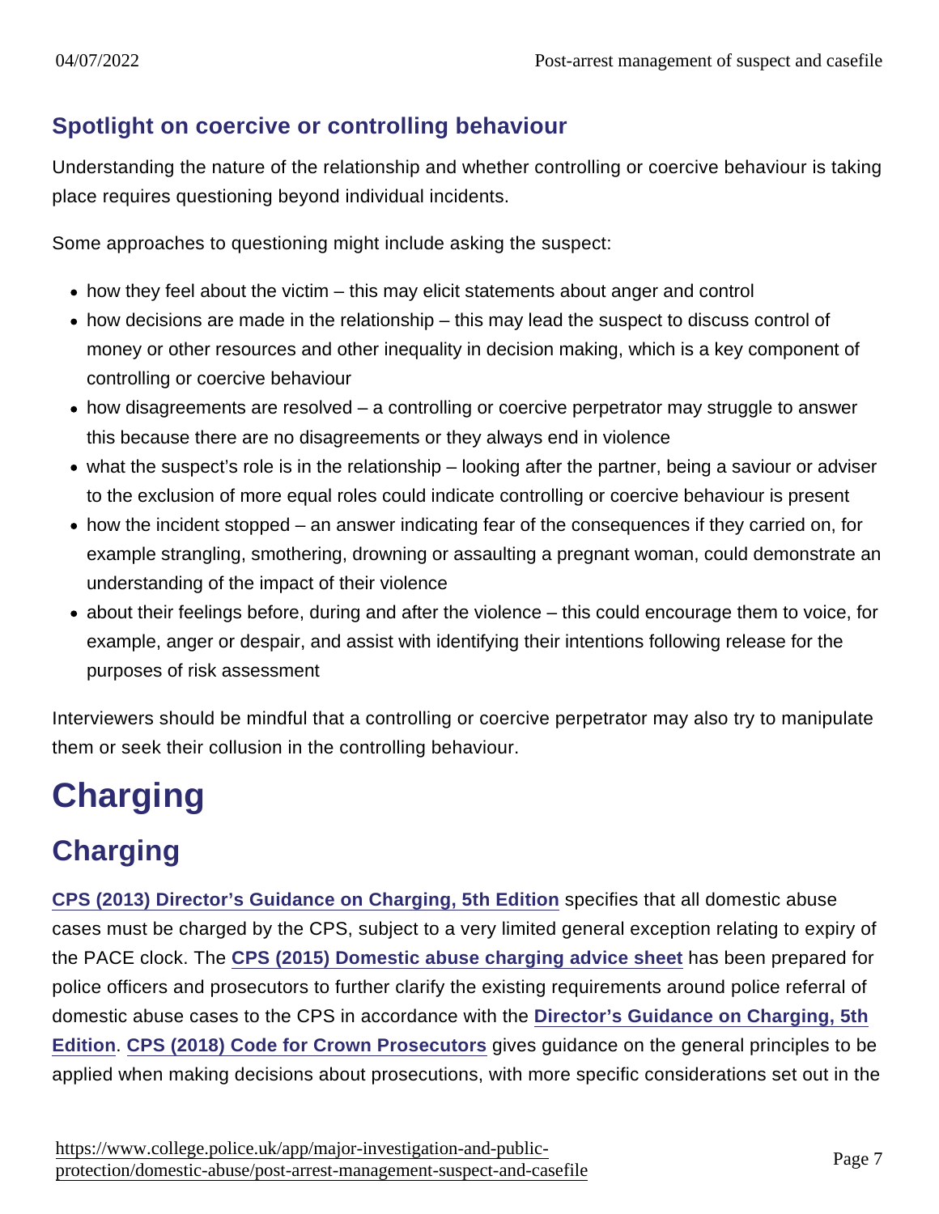### Spotlight on coercive or controlling behaviour

Understanding the nature of the relationship and whether controlling or coercive behaviour is taking place requires questioning beyond individual incidents.

Some approaches to questioning might include asking the suspect:

- how they feel about the victim – this may elicit statements about anger and control
- how decisions are made in the relationship – this may lead the suspect to discuss control of money or other resources and other inequality in decision making, which is a key component of controlling or coercive behaviour
- how disagreements are resolved – a controlling or coercive perpetrator may struggle to answer this because there are no disagreements or they always end in violence
- what the suspect's role is in the relationship – looking after the partner, being a saviour or adviser to the exclusion of more equal roles could indicate controlling or coercive behaviour is present
- how the incident stopped – an answer indicating fear of the consequences if they carried on, for example strangling, smothering, drowning or assaulting a pregnant woman, could demonstrate an understanding of the impact of their violence
- about their feelings before, during and after the violence – this could encourage them to voice, for example, anger or despair, and assist with identifying their intentions following release for the purposes of risk assessment

Interviewers should be mindful that a controlling or coercive perpetrator may also try to manipulate them or seek their collusion in the controlling behaviour.

# Charging

## Charging

CPS (2013) Director's Guidance on Charging, 5th Edition specifies that all domestic abuse cases must be charged by the CPS, subject to a very limited general exception relating to expiry of the PACE clock. The CPS (2015) Domestic abuse charging advice sheet has been prepared for police officers and prosecutors to further clarify the existing requirements around police referral of domestic abuse cases to the CPS in accordance with the Director's Guidance on Charging, 5th Edition. CPS (2018) Code for Crown Prosecutors gives guidance on the general principles to be applied when making decisions about prosecutions, with more specific considerations set out in the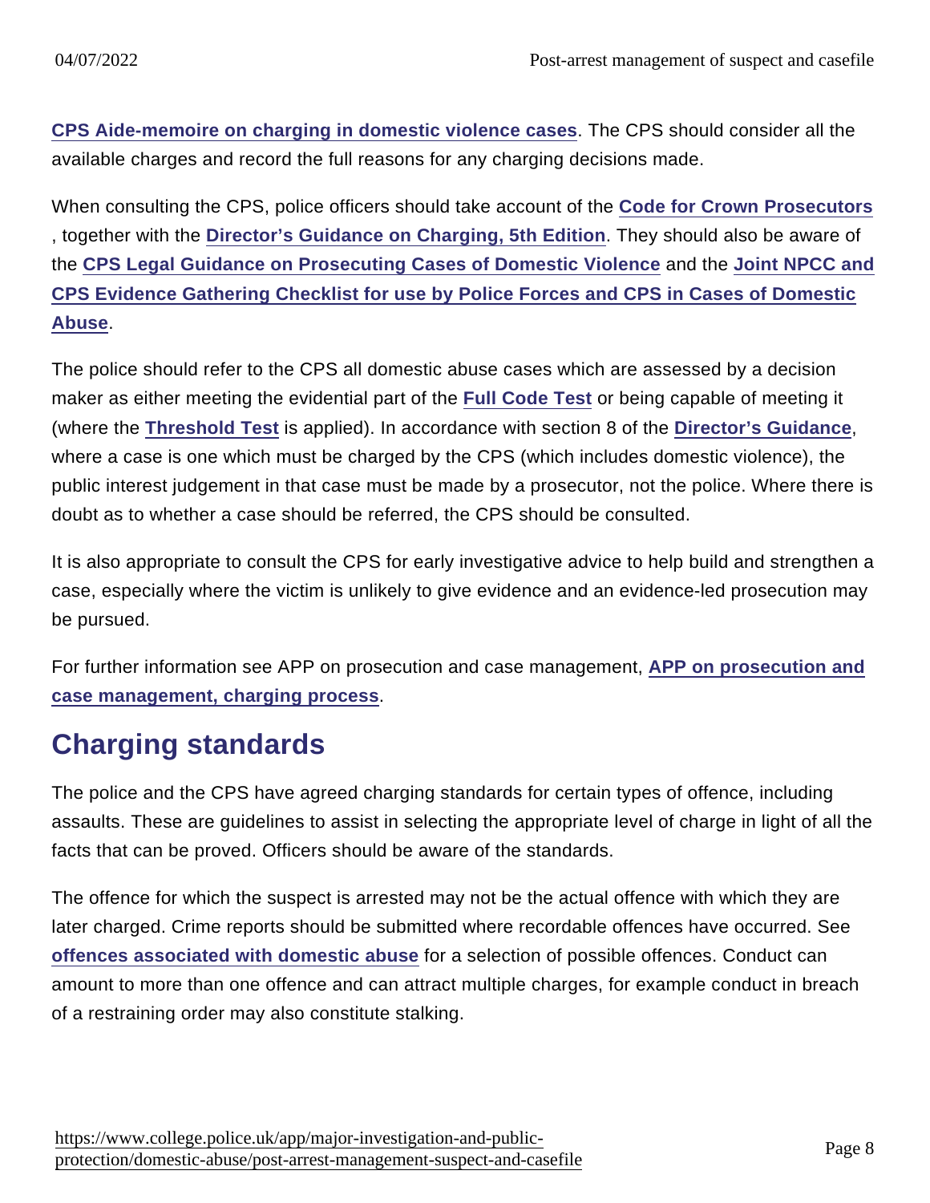CPS Aide-memoire on charging in domestic violence cases. The CPS should consider all the available charges and record the full reasons for any charging decisions made.

When consulting the CPS, police officers should take account of the Code for Crown Prosecutors , together with the Director's Guidance on Charging, 5th Edition. They should also be aware of the CPS Legal Guidance on Prosecuting Cases of Domestic Violence and the Joint NPCC and CPS Evidence Gathering Checklist for use by Police Forces and CPS in Cases of Domestic Abuse.

The police should refer to the CPS all domestic abuse cases which are assessed by a decision maker as either meeting the evidential part of the Full Code Test or being capable of meeting it (where the Threshold Test is applied). In accordance with section 8 of the Director's Guidance, where a case is one which must be charged by the CPS (which includes domestic violence), the public interest judgement in that case must be made by a prosecutor, not the police. Where there is doubt as to whether a case should be referred, the CPS should be consulted.

It is also appropriate to consult the CPS for early investigative advice to help build and strengthen a case, especially where the victim is unlikely to give evidence and an evidence-led prosecution may be pursued.

For further information see APP on prosecution and case management, APP on prosecution and case management, charging process.

## Charging standards

The police and the CPS have agreed charging standards for certain types of offence, including assaults. These are guidelines to assist in selecting the appropriate level of charge in light of all the facts that can be proved. Officers should be aware of the standards.

The offence for which the suspect is arrested may not be the actual offence with which they are later charged. Crime reports should be submitted where recordable offences have occurred. See offences associated with domestic abuse for a selection of possible offences. Conduct can amount to more than one offence and can attract multiple charges, for example conduct in breach of a restraining order may also constitute stalking.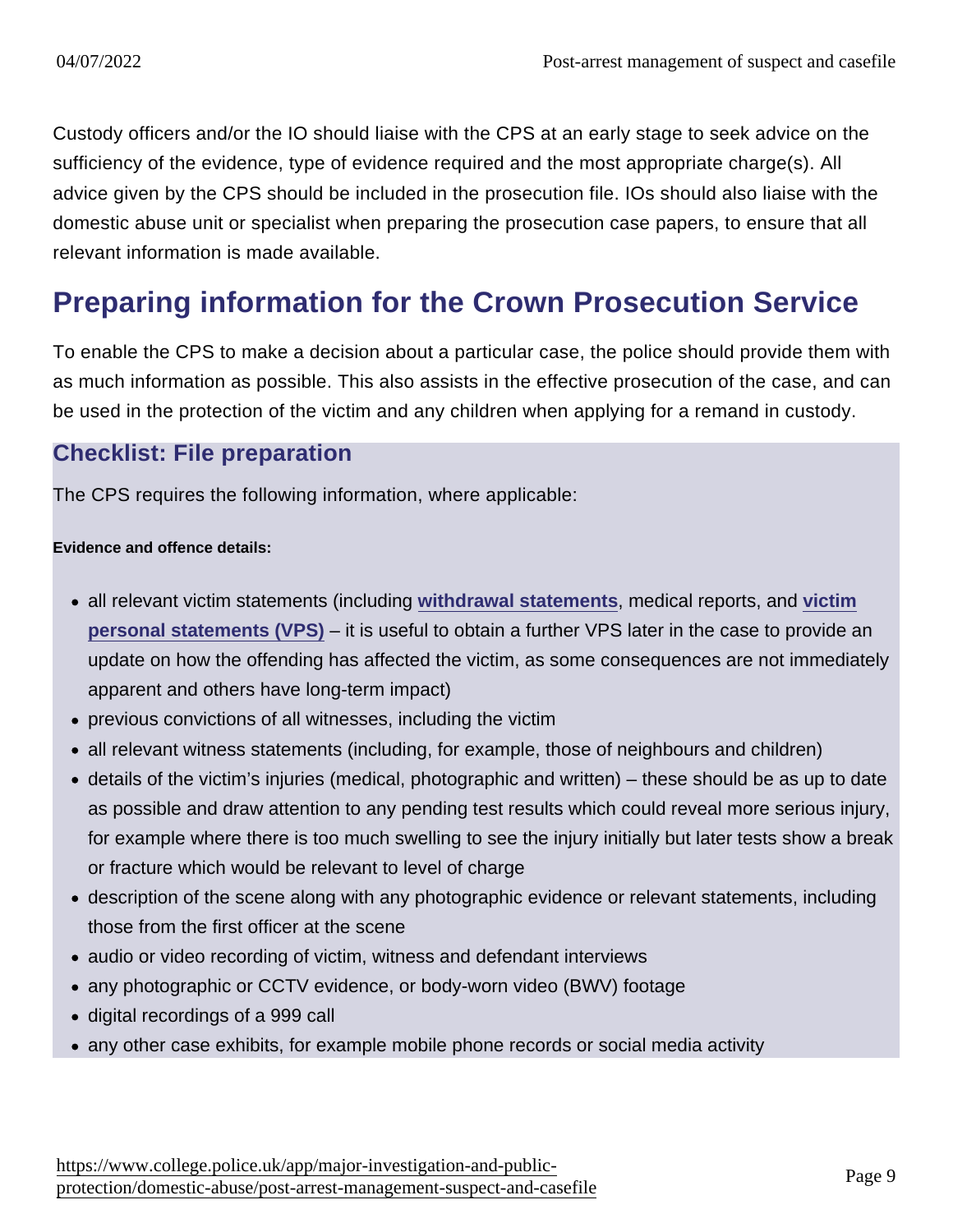Custody officers and/or the IO should liaise with the CPS at an early stage to seek advice on the sufficiency of the evidence, type of evidence required and the most appropriate charge(s). All advice given by the CPS should be included in the prosecution file. IOs should also liaise with the domestic abuse unit or specialist when preparing the prosecution case papers, to ensure that all relevant information is made available.

## Preparing information for the Crown Prosecution Service

To enable the CPS to make a decision about a particular case, the police should provide them with as much information as possible. This also assists in the effective prosecution of the case, and can be used in the protection of the victim and any children when applying for a remand in custody.

### Checklist: File preparation

The CPS requires the following information, where applicable:

**Evidence and offence details:**

- all relevant victim statements (including **withdrawal statements**, medical reports, and **victim personal statements (VPS)** – it is useful to obtain a further VPS later in the case to provide an update on how the offending has affected the victim, as some consequences are not immediately apparent and others have long-term impact)
- previous convictions of all witnesses, including the victim
- all relevant witness statements (including, for example, those of neighbours and children)
- details of the victim's injuries (medical, photographic and written) – these should be as up to date as possible and draw attention to any pending test results which could reveal more serious injury, for example where there is too much swelling to see the injury initially but later tests show a break or fracture which would be relevant to level of charge
- description of the scene along with any photographic evidence or relevant statements, including those from the first officer at the scene
- audio or video recording of victim, witness and defendant interviews
- any photographic or CCTV evidence, or body-worn video (BWV) footage
- digital recordings of a 999 call
- any other case exhibits, for example mobile phone records or social media activity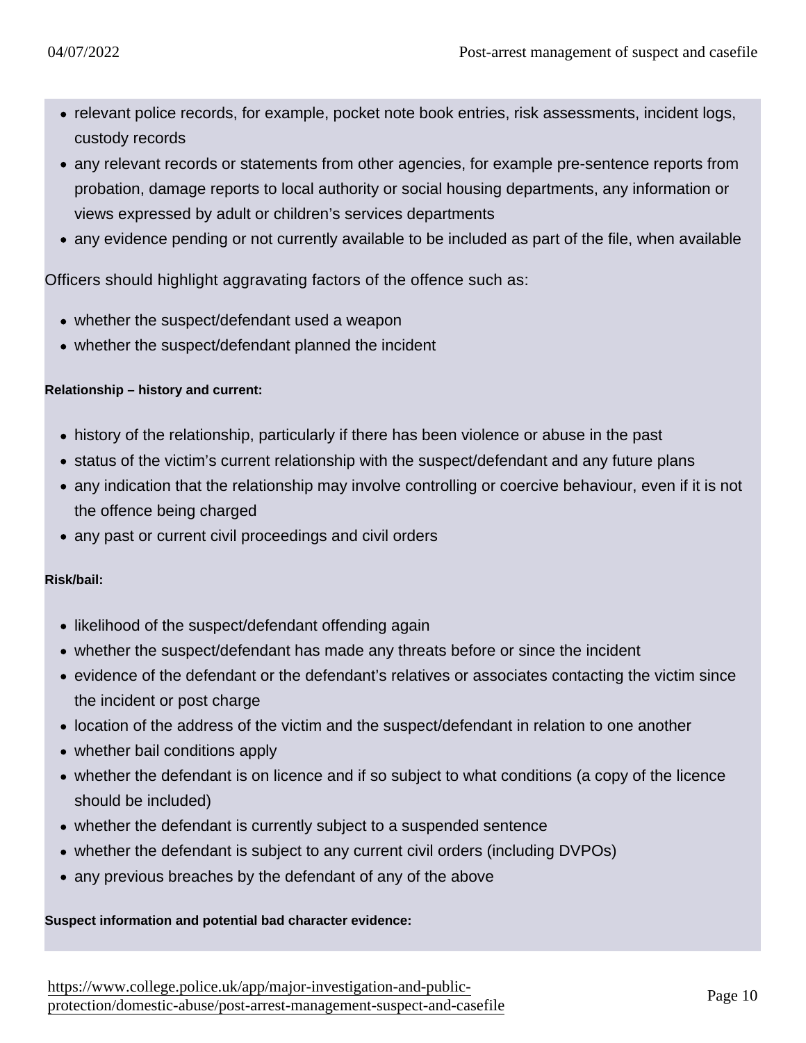- relevant police records, for example, pocket note book entries, risk assessments, incident logs, custody records
- any relevant records or statements from other agencies, for example pre-sentence reports from probation, damage reports to local authority or social housing departments, any information or views expressed by adult or children's services departments
- any evidence pending or not currently available to be included as part of the file, when available

Officers should highlight aggravating factors of the offence such as:

- whether the suspect/defendant used a weapon
- whether the suspect/defendant planned the incident

**Relationship – history and current:**

- history of the relationship, particularly if there has been violence or abuse in the past
- status of the victim's current relationship with the suspect/defendant and any future plans
- any indication that the relationship may involve controlling or coercive behaviour, even if it is not the offence being charged
- any past or current civil proceedings and civil orders

**Risk/bail:**

- likelihood of the suspect/defendant offending again
- whether the suspect/defendant has made any threats before or since the incident
- evidence of the defendant or the defendant's relatives or associates contacting the victim since the incident or post charge
- location of the address of the victim and the suspect/defendant in relation to one another
- whether bail conditions apply
- whether the defendant is on licence and if so subject to what conditions (a copy of the licence should be included)
- whether the defendant is currently subject to a suspended sentence
- whether the defendant is subject to any current civil orders (including DVPOs)
- any previous breaches by the defendant of any of the above

**Suspect information and potential bad character evidence:**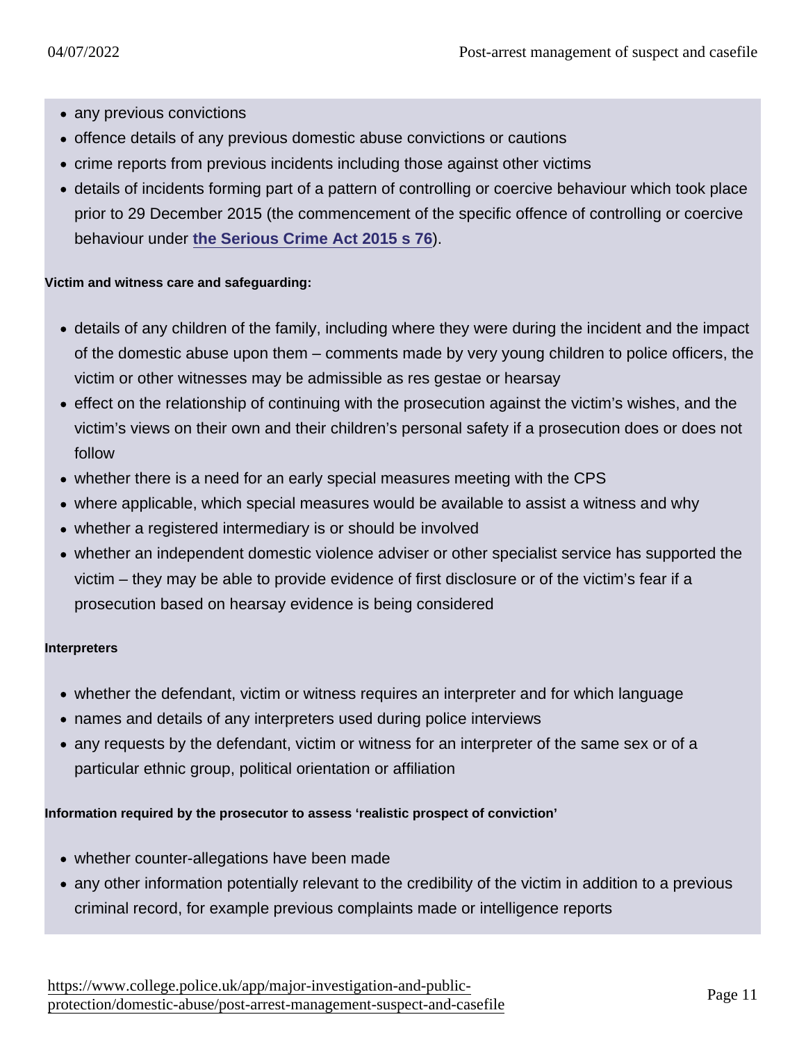- any previous convictions
- offence details of any previous domestic abuse convictions or cautions
- crime reports from previous incidents including those against other victims
- details of incidents forming part of a pattern of controlling or coercive behaviour which took place prior to 29 December 2015 (the commencement of the specific offence of controlling or coercive behaviour under the Serious Crime Act 2015 s 76).

**Victim and witness care and safeguarding:**

- details of any children of the family, including where they were during the incident and the impact of the domestic abuse upon them – comments made by very young children to police officers, the victim or other witnesses may be admissible as res gestae or hearsay
- effect on the relationship of continuing with the prosecution against the victim's wishes, and the victim's views on their own and their children's personal safety if a prosecution does or does not follow
- whether there is a need for an early special measures meeting with the CPS
- where applicable, which special measures would be available to assist a witness and why
- whether a registered intermediary is or should be involved
- whether an independent domestic violence adviser or other specialist service has supported the victim – they may be able to provide evidence of first disclosure or of the victim's fear if a prosecution based on hearsay evidence is being considered

**Interpreters**

- whether the defendant, victim or witness requires an interpreter and for which language
- names and details of any interpreters used during police interviews
- any requests by the defendant, victim or witness for an interpreter of the same sex or of a particular ethnic group, political orientation or affiliation

**Information required by the prosecutor to assess 'realistic prospect of conviction'**

- whether counter-allegations have been made
- any other information potentially relevant to the credibility of the victim in addition to a previous criminal record, for example previous complaints made or intelligence reports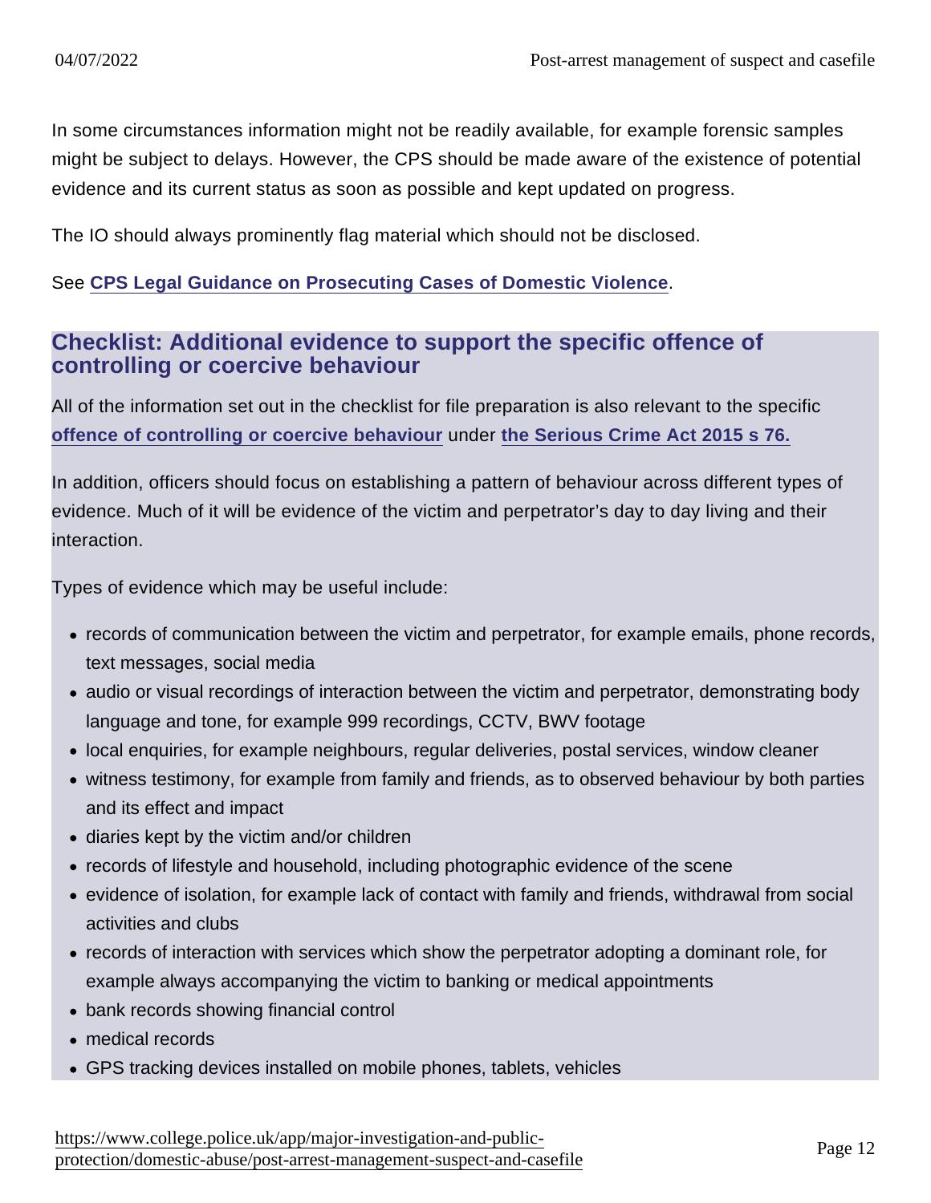In some circumstances information might not be readily available, for example forensic samples might be subject to delays. However, the CPS should be made aware of the existence of potential evidence and its current status as soon as possible and kept updated on progress.

The IO should always prominently flag material which should not be disclosed.

See **CPS Legal Guidance on Prosecuting Cases of Domestic Violence**.

## Checklist: Additional evidence to support the specific offence of controlling or coercive behaviour

All of the information set out in the checklist for file preparation is also relevant to the specific **offence of controlling or coercive behaviour** under **the Serious Crime Act 2015 s 76.**

In addition, officers should focus on establishing a pattern of behaviour across different types of evidence. Much of it will be evidence of the victim and perpetrator's day to day living and their interaction.

Types of evidence which may be useful include:

- records of communication between the victim and perpetrator, for example emails, phone records, text messages, social media
- audio or visual recordings of interaction between the victim and perpetrator, demonstrating body language and tone, for example 999 recordings, CCTV, BWV footage
- local enquiries, for example neighbours, regular deliveries, postal services, window cleaner
- witness testimony, for example from family and friends, as to observed behaviour by both parties and its effect and impact
- diaries kept by the victim and/or children
- records of lifestyle and household, including photographic evidence of the scene
- evidence of isolation, for example lack of contact with family and friends, withdrawal from social activities and clubs
- records of interaction with services which show the perpetrator adopting a dominant role, for example always accompanying the victim to banking or medical appointments
- bank records showing financial control
- medical records
- GPS tracking devices installed on mobile phones, tablets, vehicles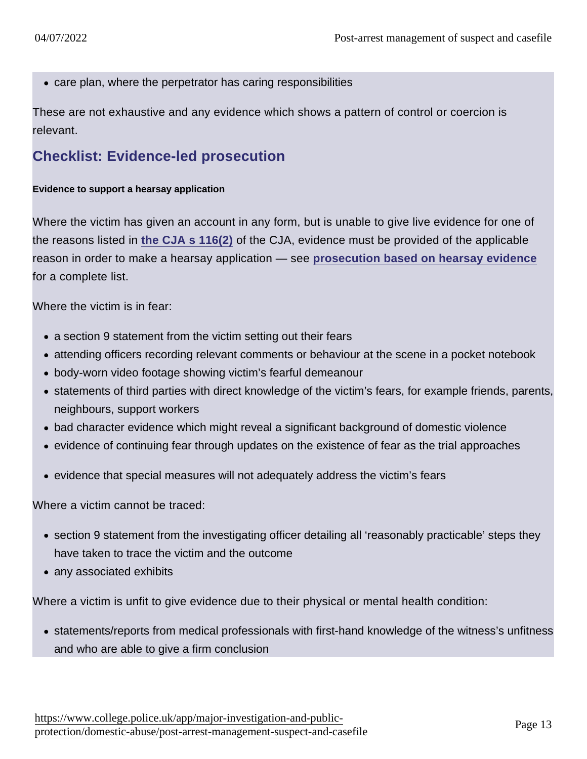- care plan, where the perpetrator has caring responsibilities

These are not exhaustive and any evidence which shows a pattern of control or coercion is relevant.

## Checklist: Evidence-led prosecution

##### Evidence to support a hearsay application

Where the victim has given an account in any form, but is unable to give live evidence for one of the reasons listed in the CJA s 116(2) of the CJA, evidence must be provided of the applicable reason in order to make a hearsay application — see prosecution based on hearsay evidence for a complete list.

Where the victim is in fear:

- a section 9 statement from the victim setting out their fears
- attending officers recording relevant comments or behaviour at the scene in a pocket notebook
- body-worn video footage showing victim's fearful demeanour
- statements of third parties with direct knowledge of the victim's fears, for example friends, parents, neighbours, support workers
- bad character evidence which might reveal a significant background of domestic violence
- evidence of continuing fear through updates on the existence of fear as the trial approaches
- evidence that special measures will not adequately address the victim's fears

Where a victim cannot be traced:

- section 9 statement from the investigating officer detailing all 'reasonably practicable' steps they have taken to trace the victim and the outcome
- any associated exhibits

Where a victim is unfit to give evidence due to their physical or mental health condition:

- statements/reports from medical professionals with first-hand knowledge of the witness's unfitness and who are able to give a firm conclusion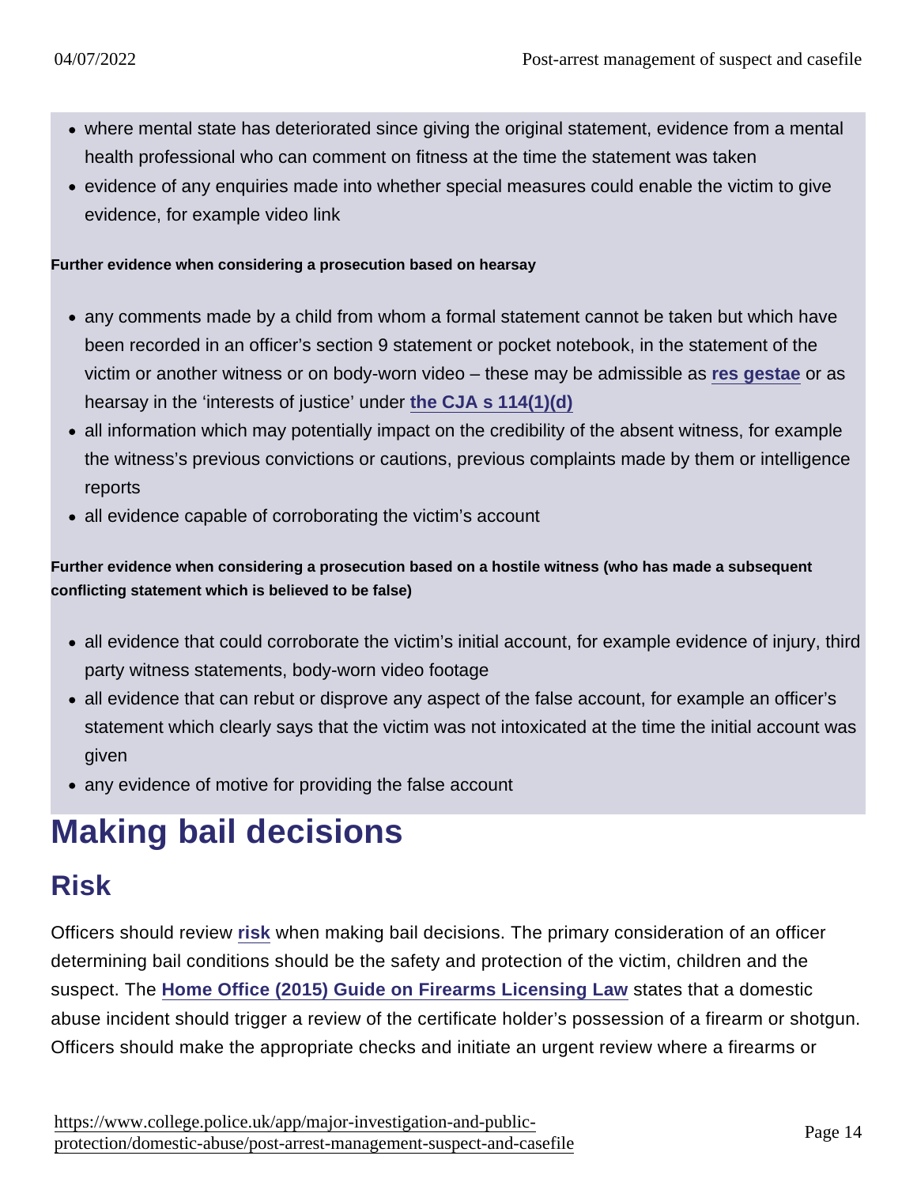- where mental state has deteriorated since giving the original statement, evidence from a mental health professional who can comment on fitness at the time the statement was taken
- evidence of any enquiries made into whether special measures could enable the victim to give evidence, for example video link

**Further evidence when considering a prosecution based on hearsay**

- any comments made by a child from whom a formal statement cannot be taken but which have been recorded in an officer's section 9 statement or pocket notebook, in the statement of the victim or another witness or on body-worn video – these may be admissible as res gestae or as hearsay in the 'interests of justice' under the CJA s 114(1)(d)
- all information which may potentially impact on the credibility of the absent witness, for example the witness's previous convictions or cautions, previous complaints made by them or intelligence reports
- all evidence capable of corroborating the victim's account

**Further evidence when considering a prosecution based on a hostile witness (who has made a subsequent conflicting statement which is believed to be false)**

- all evidence that could corroborate the victim's initial account, for example evidence of injury, third party witness statements, body-worn video footage
- all evidence that can rebut or disprove any aspect of the false account, for example an officer's statement which clearly says that the victim was not intoxicated at the time the initial account was given
- any evidence of motive for providing the false account

# Making bail decisions

## Risk

Officers should review risk when making bail decisions. The primary consideration of an officer determining bail conditions should be the safety and protection of the victim, children and the suspect. The Home Office (2015) Guide on Firearms Licensing Law states that a domestic abuse incident should trigger a review of the certificate holder's possession of a firearm or shotgun. Officers should make the appropriate checks and initiate an urgent review where a firearms or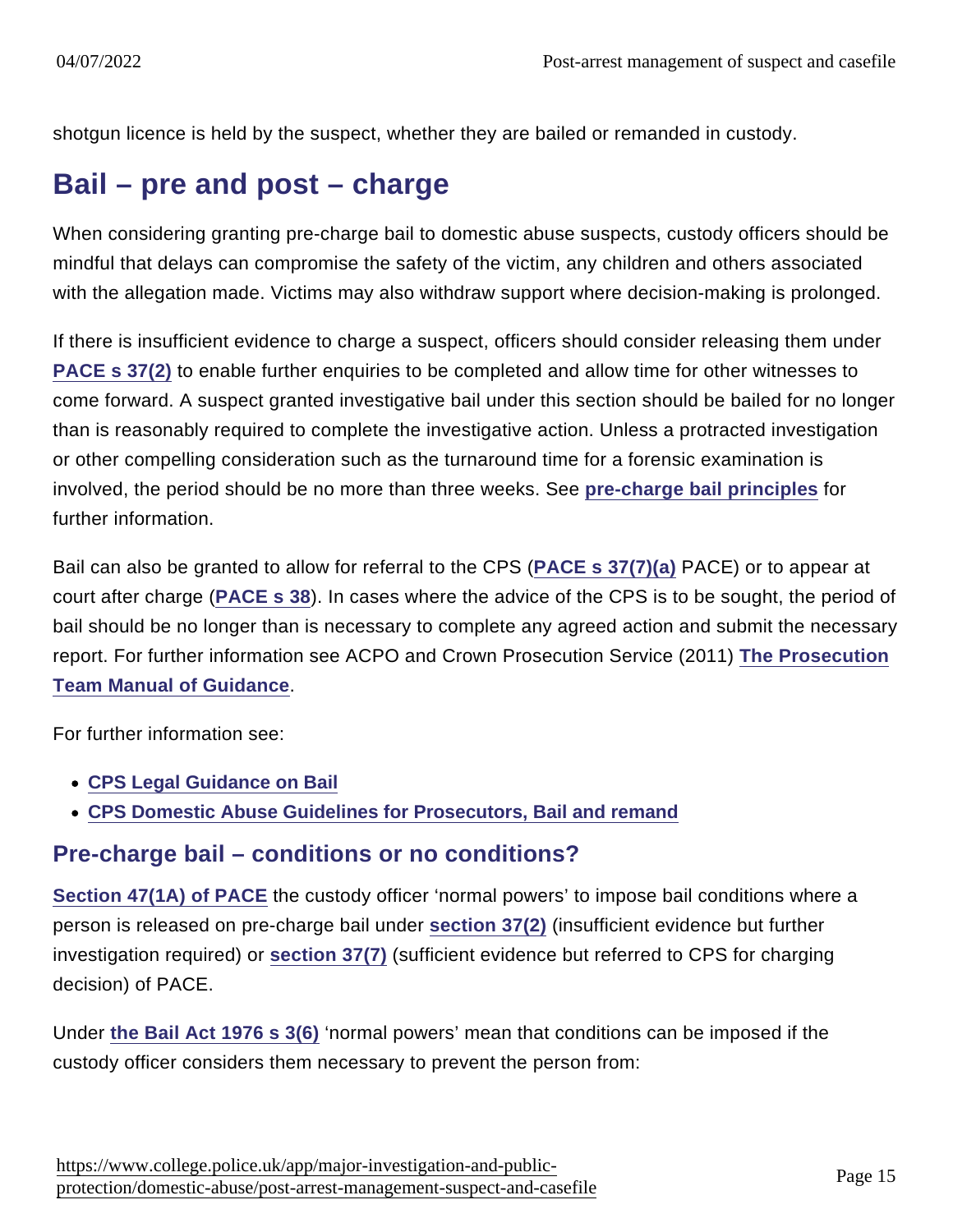shotgun licence is held by the suspect, whether they are bailed or remanded in custody.

## Bail – pre and post – charge

When considering granting pre-charge bail to domestic abuse suspects, custody officers should be mindful that delays can compromise the safety of the victim, any children and others associated with the allegation made. Victims may also withdraw support where decision-making is prolonged.

If there is insufficient evidence to charge a suspect, officers should consider releasing them under **PACE s 37(2)** to enable further enquiries to be completed and allow time for other witnesses to come forward. A suspect granted investigative bail under this section should be bailed for no longer than is reasonably required to complete the investigative action. Unless a protracted investigation or other compelling consideration such as the turnaround time for a forensic examination is involved, the period should be no more than three weeks. See **pre-charge bail principles** for further information.

Bail can also be granted to allow for referral to the CPS (**PACE s 37(7)(a)** PACE) or to appear at court after charge (**PACE s 38**). In cases where the advice of the CPS is to be sought, the period of bail should be no longer than is necessary to complete any agreed action and submit the necessary report. For further information see ACPO and Crown Prosecution Service (2011) **The Prosecution Team Manual of Guidance**.

For further information see:

- **CPS Legal Guidance on Bail**
- **CPS Domestic Abuse Guidelines for Prosecutors, Bail and remand**

### Pre-charge bail – conditions or no conditions?

**Section 47(1A) of PACE** the custody officer 'normal powers' to impose bail conditions where a person is released on pre-charge bail under **section 37(2)** (insufficient evidence but further investigation required) or **section 37(7)** (sufficient evidence but referred to CPS for charging decision) of PACE.

Under **the Bail Act 1976 s 3(6)** 'normal powers' mean that conditions can be imposed if the custody officer considers them necessary to prevent the person from: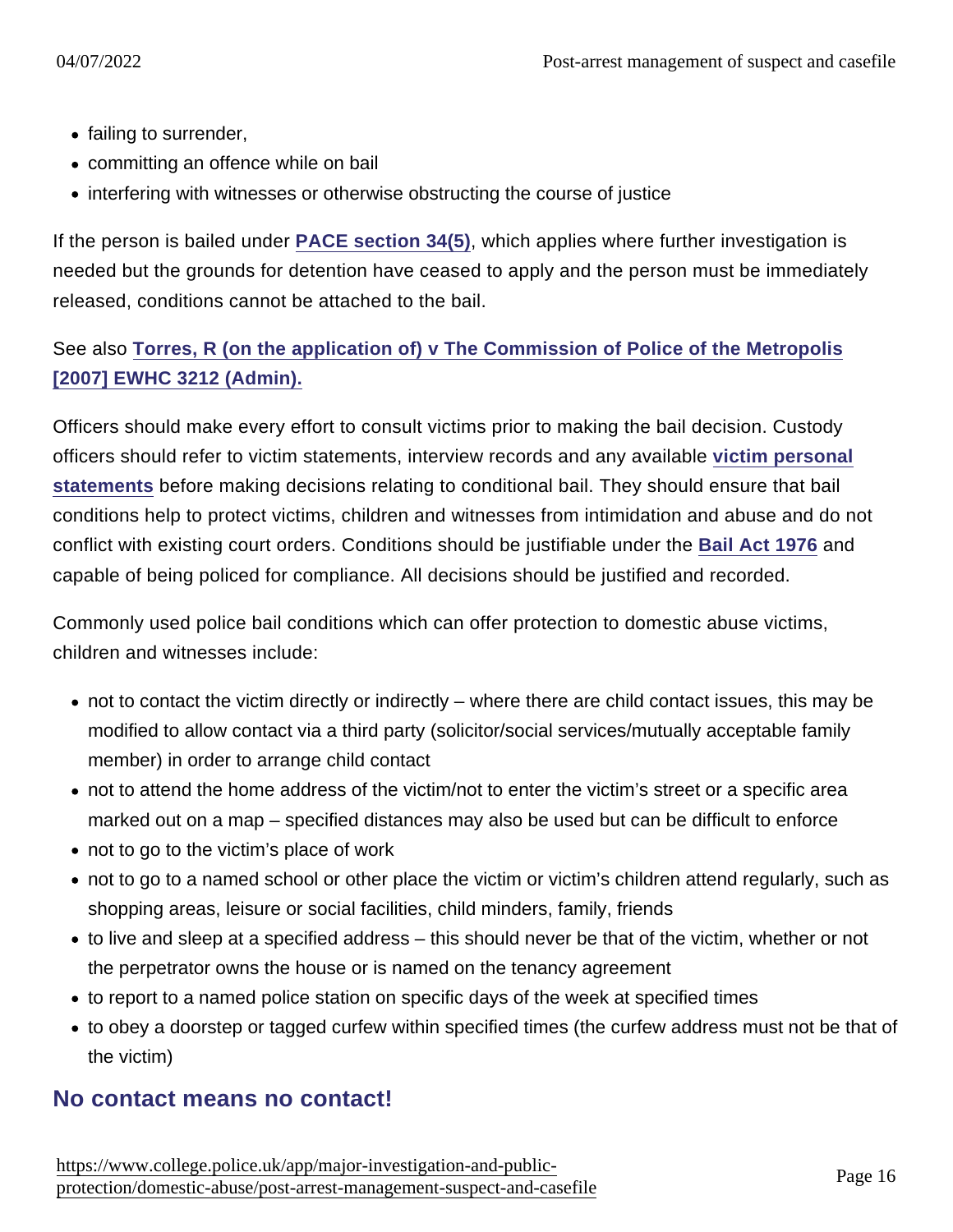- failing to surrender,
- committing an offence while on bail
- interfering with witnesses or otherwise obstructing the course of justice

If the person is bailed under **PACE section 34(5)**, which applies where further investigation is needed but the grounds for detention have ceased to apply and the person must be immediately released, conditions cannot be attached to the bail.

See also **Torres, R (on the application of) v The Commission of Police of the Metropolis [2007] EWHC 3212 (Admin).**

Officers should make every effort to consult victims prior to making the bail decision. Custody officers should refer to victim statements, interview records and any available **victim personal statements** before making decisions relating to conditional bail. They should ensure that bail conditions help to protect victims, children and witnesses from intimidation and abuse and do not conflict with existing court orders. Conditions should be justifiable under the **Bail Act 1976** and capable of being policed for compliance. All decisions should be justified and recorded.

Commonly used police bail conditions which can offer protection to domestic abuse victims, children and witnesses include:

- not to contact the victim directly or indirectly – where there are child contact issues, this may be modified to allow contact via a third party (solicitor/social services/mutually acceptable family member) in order to arrange child contact
- not to attend the home address of the victim/not to enter the victim's street or a specific area marked out on a map – specified distances may also be used but can be difficult to enforce
- not to go to the victim's place of work
- not to go to a named school or other place the victim or victim's children attend regularly, such as shopping areas, leisure or social facilities, child minders, family, friends
- to live and sleep at a specified address – this should never be that of the victim, whether or not the perpetrator owns the house or is named on the tenancy agreement
- to report to a named police station on specific days of the week at specified times
- to obey a doorstep or tagged curfew within specified times (the curfew address must not be that of the victim)

## No contact means no contact!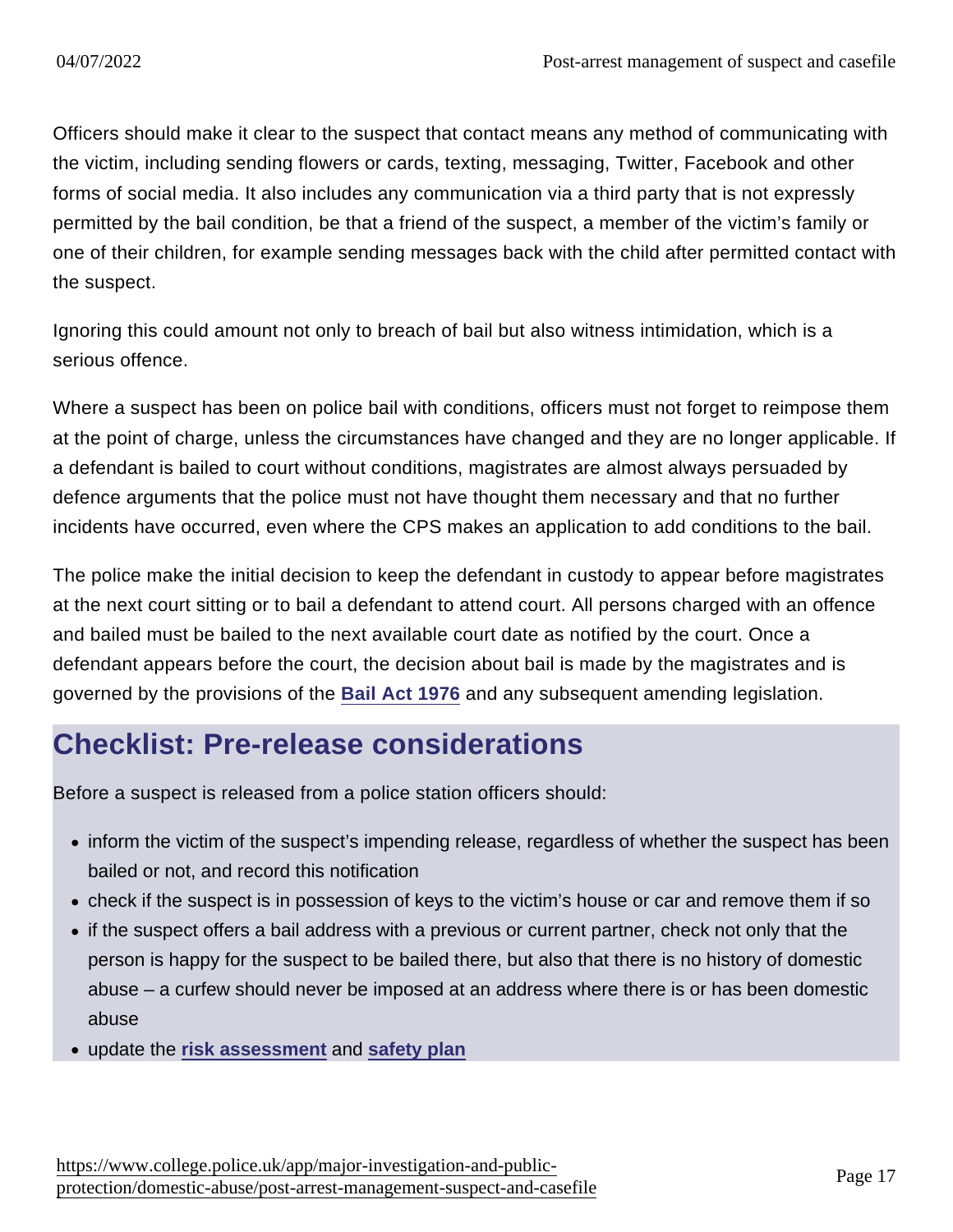Officers should make it clear to the suspect that contact means any method of communicating with the victim, including sending flowers or cards, texting, messaging, Twitter, Facebook and other forms of social media. It also includes any communication via a third party that is not expressly permitted by the bail condition, be that a friend of the suspect, a member of the victim's family or one of their children, for example sending messages back with the child after permitted contact with the suspect.

Ignoring this could amount not only to breach of bail but also witness intimidation, which is a serious offence.

Where a suspect has been on police bail with conditions, officers must not forget to reimpose them at the point of charge, unless the circumstances have changed and they are no longer applicable. If a defendant is bailed to court without conditions, magistrates are almost always persuaded by defence arguments that the police must not have thought them necessary and that no further incidents have occurred, even where the CPS makes an application to add conditions to the bail.

The police make the initial decision to keep the defendant in custody to appear before magistrates at the next court sitting or to bail a defendant to attend court. All persons charged with an offence and bailed must be bailed to the next available court date as notified by the court. Once a defendant appears before the court, the decision about bail is made by the magistrates and is governed by the provisions of the Bail Act 1976 and any subsequent amending legislation.

## Checklist: Pre-release considerations

Before a suspect is released from a police station officers should:

- inform the victim of the suspect's impending release, regardless of whether the suspect has been bailed or not, and record this notification
- check if the suspect is in possession of keys to the victim's house or car and remove them if so
- if the suspect offers a bail address with a previous or current partner, check not only that the person is happy for the suspect to be bailed there, but also that there is no history of domestic abuse – a curfew should never be imposed at an address where there is or has been domestic abuse
- update the risk assessment and safety plan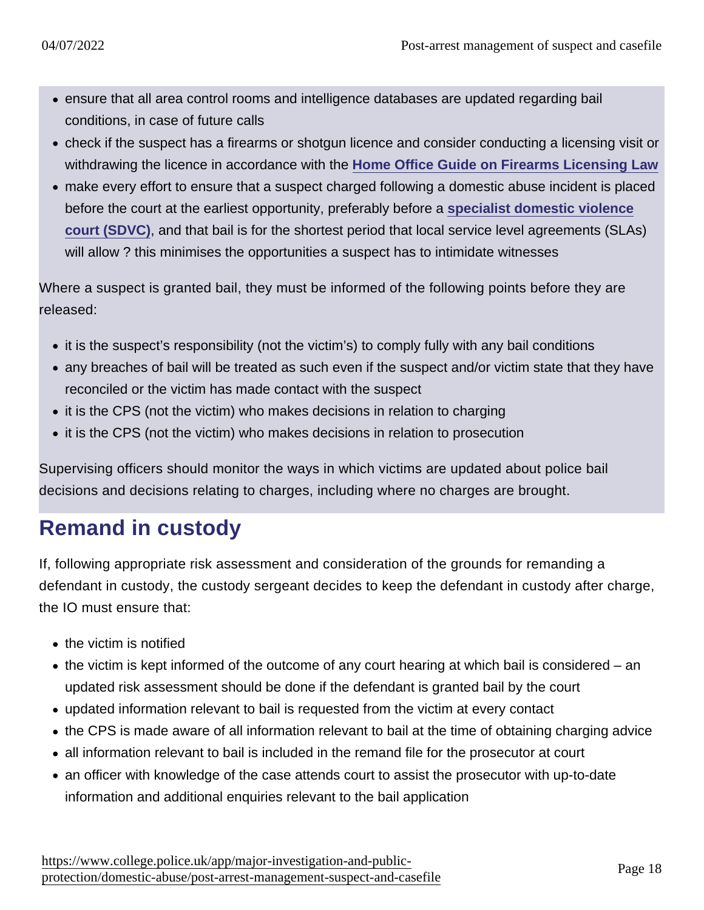- ensure that all area control rooms and intelligence databases are updated regarding bail conditions, in case of future calls
- check if the suspect has a firearms or shotgun licence and consider conducting a licensing visit or withdrawing the licence in accordance with the **Home Office Guide on Firearms Licensing Law**
- make every effort to ensure that a suspect charged following a domestic abuse incident is placed before the court at the earliest opportunity, preferably before a **specialist domestic violence court (SDVC)**, and that bail is for the shortest period that local service level agreements (SLAs) will allow ? this minimises the opportunities a suspect has to intimidate witnesses

Where a suspect is granted bail, they must be informed of the following points before they are released:

- it is the suspect's responsibility (not the victim's) to comply fully with any bail conditions
- any breaches of bail will be treated as such even if the suspect and/or victim state that they have reconciled or the victim has made contact with the suspect
- it is the CPS (not the victim) who makes decisions in relation to charging
- it is the CPS (not the victim) who makes decisions in relation to prosecution

Supervising officers should monitor the ways in which victims are updated about police bail decisions and decisions relating to charges, including where no charges are brought.

## Remand in custody

If, following appropriate risk assessment and consideration of the grounds for remanding a defendant in custody, the custody sergeant decides to keep the defendant in custody after charge, the IO must ensure that:

- the victim is notified
- the victim is kept informed of the outcome of any court hearing at which bail is considered – an updated risk assessment should be done if the defendant is granted bail by the court
- updated information relevant to bail is requested from the victim at every contact
- the CPS is made aware of all information relevant to bail at the time of obtaining charging advice
- all information relevant to bail is included in the remand file for the prosecutor at court
- an officer with knowledge of the case attends court to assist the prosecutor with up-to-date information and additional enquiries relevant to the bail application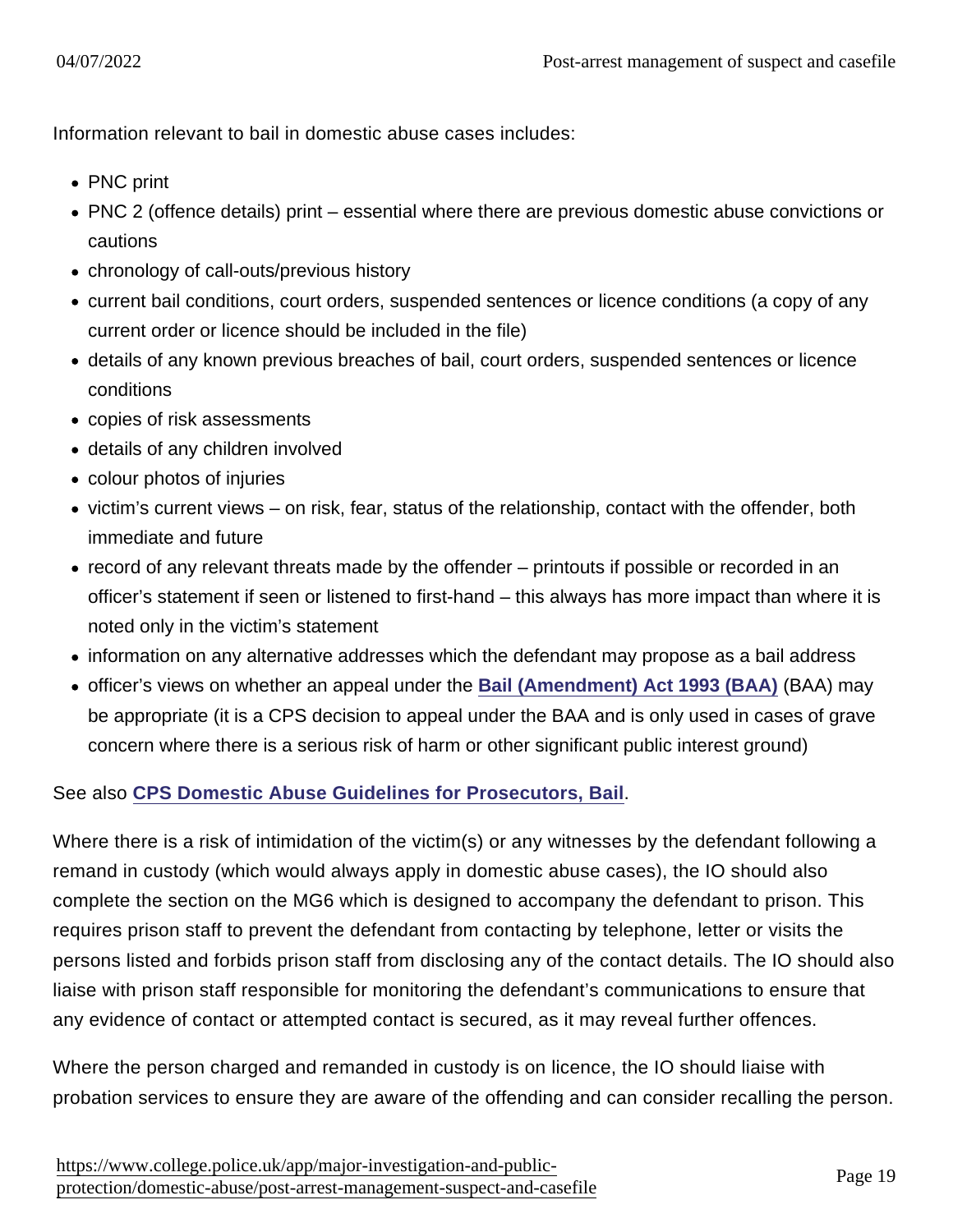Information relevant to bail in domestic abuse cases includes:

- PNC print
- PNC 2 (offence details) print – essential where there are previous domestic abuse convictions or cautions
- chronology of call-outs/previous history
- current bail conditions, court orders, suspended sentences or licence conditions (a copy of any current order or licence should be included in the file)
- details of any known previous breaches of bail, court orders, suspended sentences or licence conditions
- copies of risk assessments
- details of any children involved
- colour photos of injuries
- victim's current views – on risk, fear, status of the relationship, contact with the offender, both immediate and future
- record of any relevant threats made by the offender – printouts if possible or recorded in an officer's statement if seen or listened to first-hand – this always has more impact than where it is noted only in the victim's statement
- information on any alternative addresses which the defendant may propose as a bail address
- officer's views on whether an appeal under the **Bail (Amendment) Act 1993 (BAA)** (BAA) may be appropriate (it is a CPS decision to appeal under the BAA and is only used in cases of grave concern where there is a serious risk of harm or other significant public interest ground)

See also **CPS Domestic Abuse Guidelines for Prosecutors, Bail**.

Where there is a risk of intimidation of the victim(s) or any witnesses by the defendant following a remand in custody (which would always apply in domestic abuse cases), the IO should also complete the section on the MG6 which is designed to accompany the defendant to prison. This requires prison staff to prevent the defendant from contacting by telephone, letter or visits the persons listed and forbids prison staff from disclosing any of the contact details. The IO should also liaise with prison staff responsible for monitoring the defendant's communications to ensure that any evidence of contact or attempted contact is secured, as it may reveal further offences.

Where the person charged and remanded in custody is on licence, the IO should liaise with probation services to ensure they are aware of the offending and can consider recalling the person.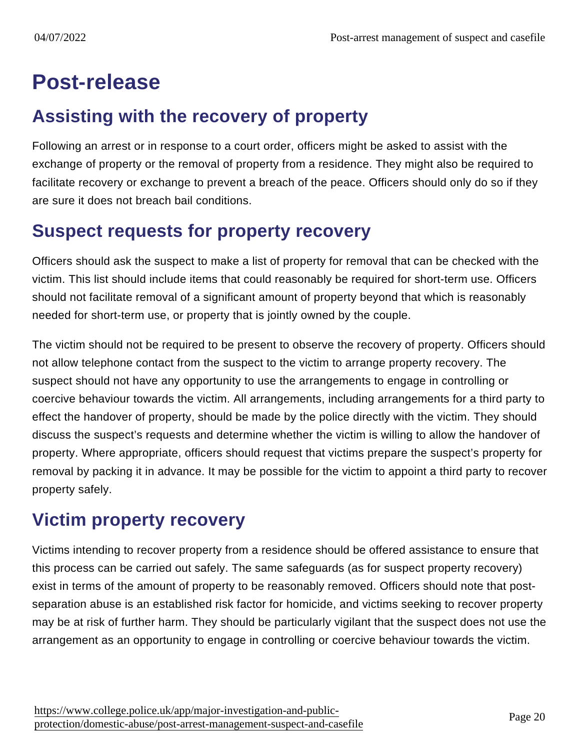# Post-release

## Assisting with the recovery of property

Following an arrest or in response to a court order, officers might be asked to assist with the exchange of property or the removal of property from a residence. They might also be required to facilitate recovery or exchange to prevent a breach of the peace. Officers should only do so if they are sure it does not breach bail conditions.

## Suspect requests for property recovery

Officers should ask the suspect to make a list of property for removal that can be checked with the victim. This list should include items that could reasonably be required for short-term use. Officers should not facilitate removal of a significant amount of property beyond that which is reasonably needed for short-term use, or property that is jointly owned by the couple.

The victim should not be required to be present to observe the recovery of property. Officers should not allow telephone contact from the suspect to the victim to arrange property recovery. The suspect should not have any opportunity to use the arrangements to engage in controlling or coercive behaviour towards the victim. All arrangements, including arrangements for a third party to effect the handover of property, should be made by the police directly with the victim. They should discuss the suspect's requests and determine whether the victim is willing to allow the handover of property. Where appropriate, officers should request that victims prepare the suspect's property for removal by packing it in advance. It may be possible for the victim to appoint a third party to recover property safely.

## Victim property recovery

Victims intending to recover property from a residence should be offered assistance to ensure that this process can be carried out safely. The same safeguards (as for suspect property recovery) exist in terms of the amount of property to be reasonably removed. Officers should note that post-separation abuse is an established risk factor for homicide, and victims seeking to recover property may be at risk of further harm. They should be particularly vigilant that the suspect does not use the arrangement as an opportunity to engage in controlling or coercive behaviour towards the victim.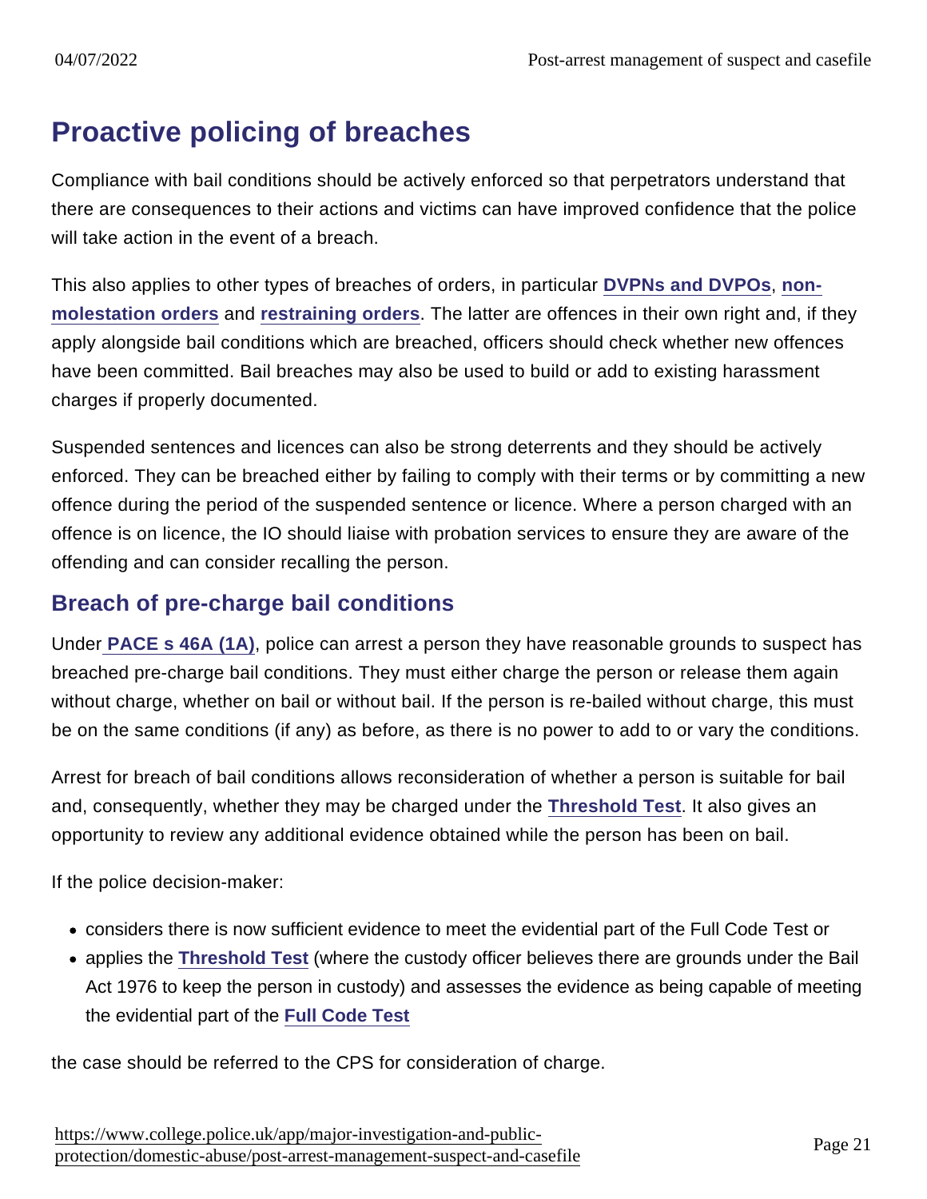## Proactive policing of breaches

Compliance with bail conditions should be actively enforced so that perpetrators understand that there are consequences to their actions and victims can have improved confidence that the police will take action in the event of a breach.

This also applies to other types of breaches of orders, in particular DVPNs and DVPOs, non-molestation orders and restraining orders. The latter are offences in their own right and, if they apply alongside bail conditions which are breached, officers should check whether new offences have been committed. Bail breaches may also be used to build or add to existing harassment charges if properly documented.

Suspended sentences and licences can also be strong deterrents and they should be actively enforced. They can be breached either by failing to comply with their terms or by committing a new offence during the period of the suspended sentence or licence. Where a person charged with an offence is on licence, the IO should liaise with probation services to ensure they are aware of the offending and can consider recalling the person.

### Breach of pre-charge bail conditions

Under PACE s 46A (1A), police can arrest a person they have reasonable grounds to suspect has breached pre-charge bail conditions. They must either charge the person or release them again without charge, whether on bail or without bail. If the person is re-bailed without charge, this must be on the same conditions (if any) as before, as there is no power to add to or vary the conditions.

Arrest for breach of bail conditions allows reconsideration of whether a person is suitable for bail and, consequently, whether they may be charged under the Threshold Test. It also gives an opportunity to review any additional evidence obtained while the person has been on bail.

If the police decision-maker:

- considers there is now sufficient evidence to meet the evidential part of the Full Code Test or
- applies the Threshold Test (where the custody officer believes there are grounds under the Bail Act 1976 to keep the person in custody) and assesses the evidence as being capable of meeting the evidential part of the Full Code Test

the case should be referred to the CPS for consideration of charge.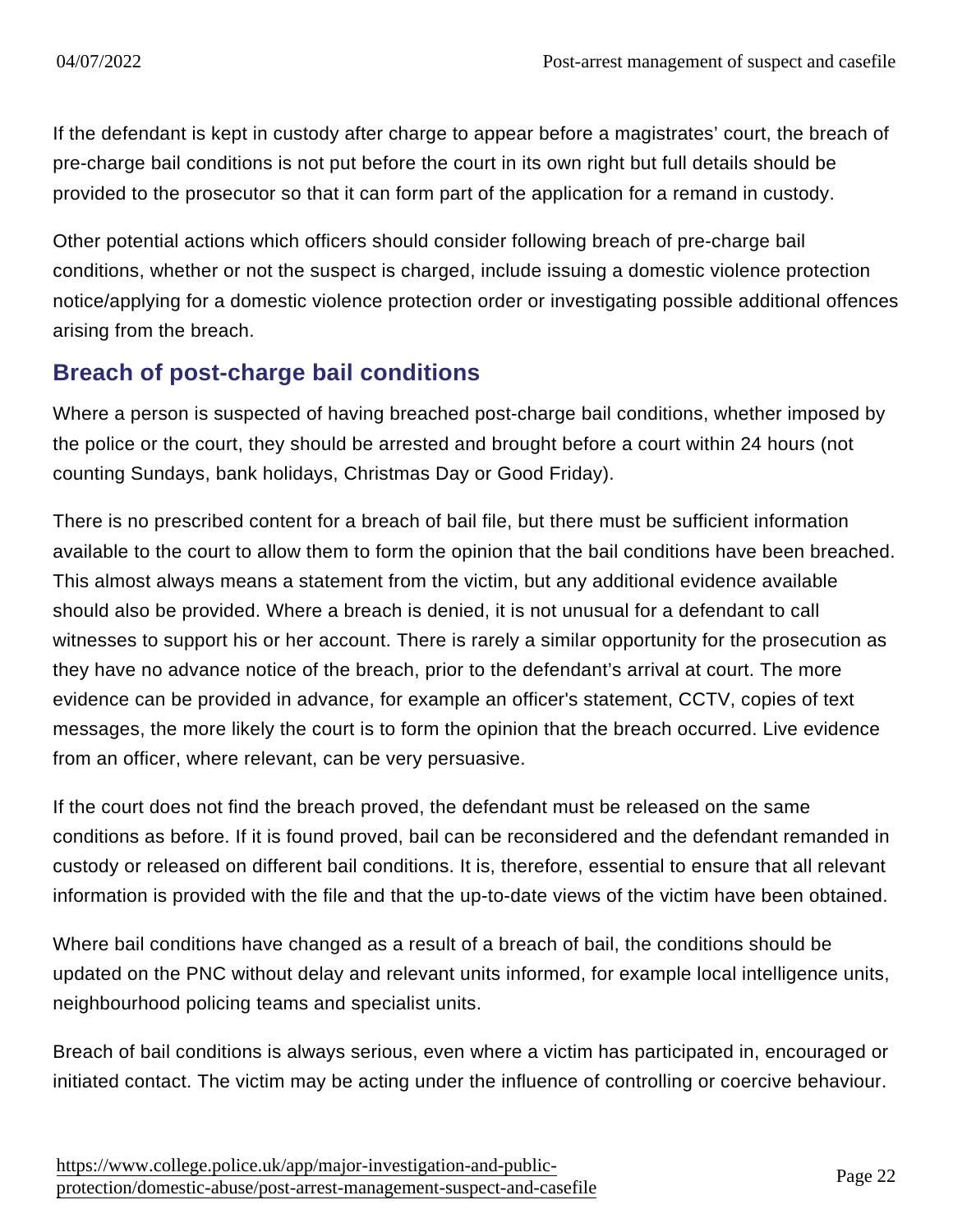If the defendant is kept in custody after charge to appear before a magistrates' court, the breach of pre-charge bail conditions is not put before the court in its own right but full details should be provided to the prosecutor so that it can form part of the application for a remand in custody.

Other potential actions which officers should consider following breach of pre-charge bail conditions, whether or not the suspect is charged, include issuing a domestic violence protection notice/applying for a domestic violence protection order or investigating possible additional offences arising from the breach.

## Breach of post-charge bail conditions

Where a person is suspected of having breached post-charge bail conditions, whether imposed by the police or the court, they should be arrested and brought before a court within 24 hours (not counting Sundays, bank holidays, Christmas Day or Good Friday).

There is no prescribed content for a breach of bail file, but there must be sufficient information available to the court to allow them to form the opinion that the bail conditions have been breached. This almost always means a statement from the victim, but any additional evidence available should also be provided. Where a breach is denied, it is not unusual for a defendant to call witnesses to support his or her account. There is rarely a similar opportunity for the prosecution as they have no advance notice of the breach, prior to the defendant's arrival at court. The more evidence can be provided in advance, for example an officer's statement, CCTV, copies of text messages, the more likely the court is to form the opinion that the breach occurred. Live evidence from an officer, where relevant, can be very persuasive.

If the court does not find the breach proved, the defendant must be released on the same conditions as before. If it is found proved, bail can be reconsidered and the defendant remanded in custody or released on different bail conditions. It is, therefore, essential to ensure that all relevant information is provided with the file and that the up-to-date views of the victim have been obtained.

Where bail conditions have changed as a result of a breach of bail, the conditions should be updated on the PNC without delay and relevant units informed, for example local intelligence units, neighbourhood policing teams and specialist units.

Breach of bail conditions is always serious, even where a victim has participated in, encouraged or initiated contact. The victim may be acting under the influence of controlling or coercive behaviour.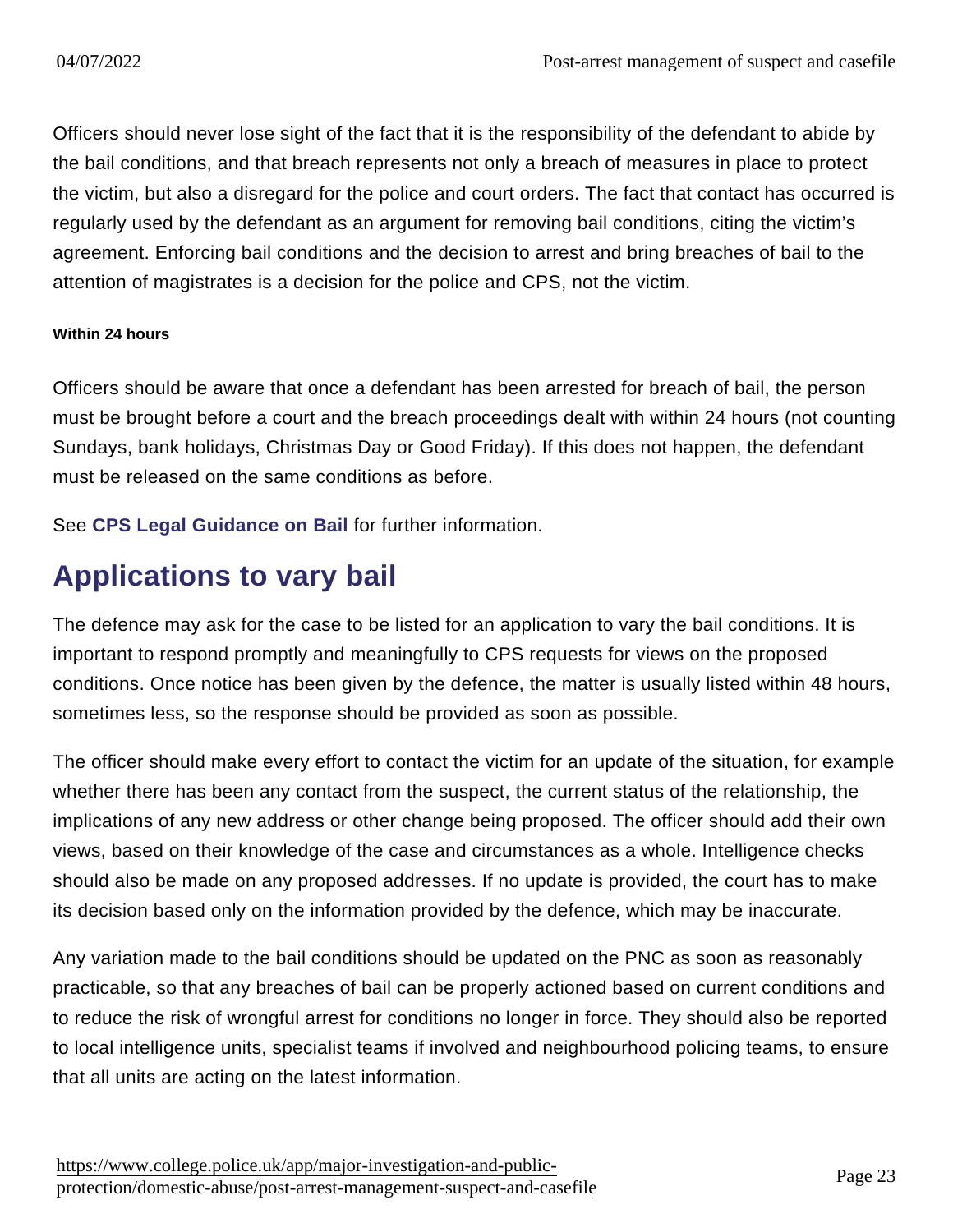Officers should never lose sight of the fact that it is the responsibility of the defendant to abide by the bail conditions, and that breach represents not only a breach of measures in place to protect the victim, but also a disregard for the police and court orders. The fact that contact has occurred is regularly used by the defendant as an argument for removing bail conditions, citing the victim's agreement. Enforcing bail conditions and the decision to arrest and bring breaches of bail to the attention of magistrates is a decision for the police and CPS, not the victim.

#### Within 24 hours

Officers should be aware that once a defendant has been arrested for breach of bail, the person must be brought before a court and the breach proceedings dealt with within 24 hours (not counting Sundays, bank holidays, Christmas Day or Good Friday). If this does not happen, the defendant must be released on the same conditions as before.

See **CPS Legal Guidance on Bail** for further information.

## Applications to vary bail

The defence may ask for the case to be listed for an application to vary the bail conditions. It is important to respond promptly and meaningfully to CPS requests for views on the proposed conditions. Once notice has been given by the defence, the matter is usually listed within 48 hours, sometimes less, so the response should be provided as soon as possible.

The officer should make every effort to contact the victim for an update of the situation, for example whether there has been any contact from the suspect, the current status of the relationship, the implications of any new address or other change being proposed. The officer should add their own views, based on their knowledge of the case and circumstances as a whole. Intelligence checks should also be made on any proposed addresses. If no update is provided, the court has to make its decision based only on the information provided by the defence, which may be inaccurate.

Any variation made to the bail conditions should be updated on the PNC as soon as reasonably practicable, so that any breaches of bail can be properly actioned based on current conditions and to reduce the risk of wrongful arrest for conditions no longer in force. They should also be reported to local intelligence units, specialist teams if involved and neighbourhood policing teams, to ensure that all units are acting on the latest information.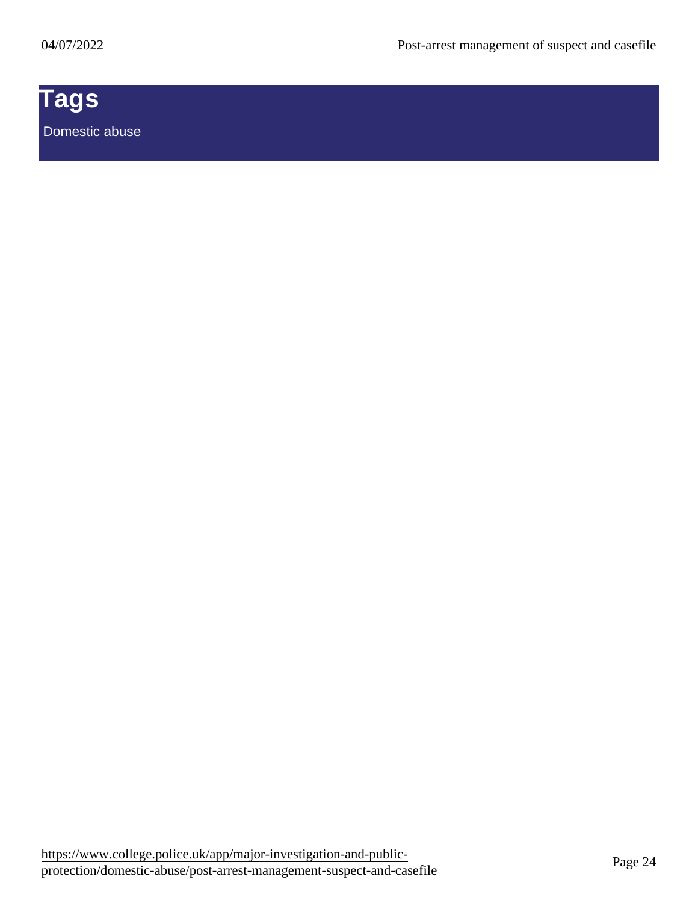# Tags

Domestic abuse